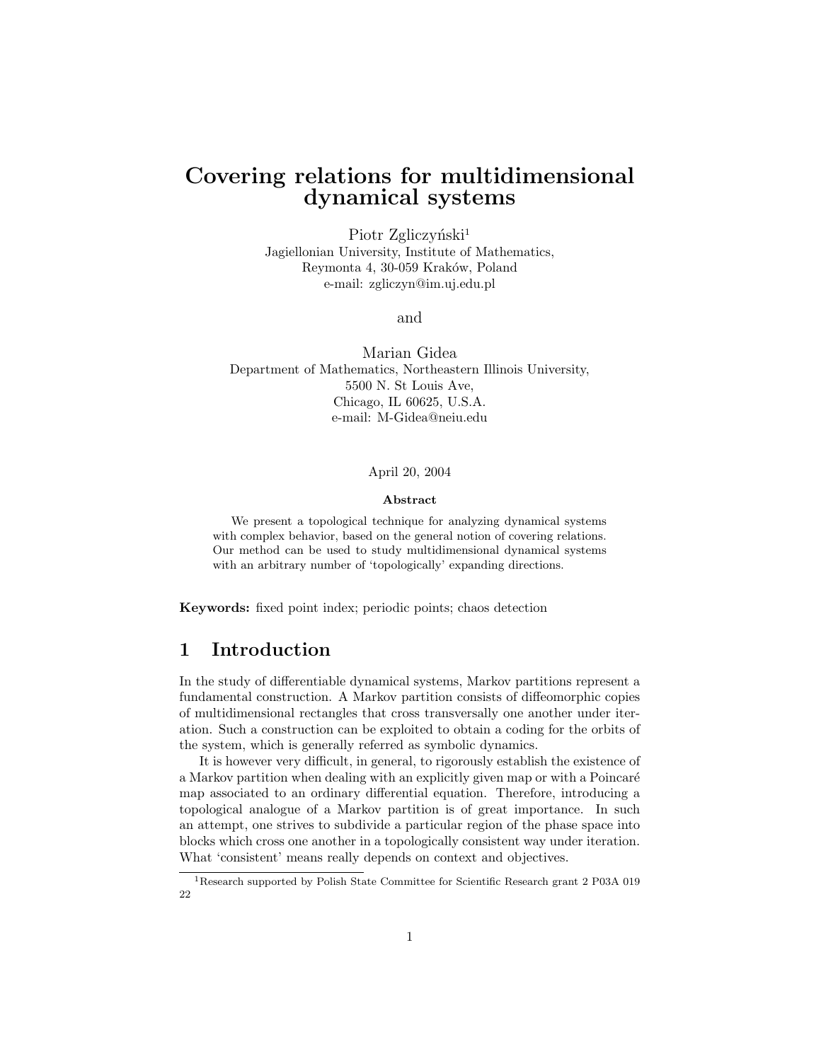# Covering relations for multidimensional dynamical systems

Piotr Zgliczyński[1]
Jagiellonian University, Institute of Mathematics,
Reymonta 4, 30-059 Kraków, Poland
e-mail: zgliczyn@im.uj.edu.pl

and

Marian Gidea
Department of Mathematics, Northeastern Illinois University,
5500 N. St Louis Ave,
Chicago, IL 60625, U.S.A.
e-mail: M-Gidea@neiu.edu

April 20, 2004

**Abstract**

We present a topological technique for analyzing dynamical systems with complex behavior, based on the general notion of covering relations. Our method can be used to study multidimensional dynamical systems with an arbitrary number of 'topologically' expanding directions.

**Keywords:** fixed point index; periodic points; chaos detection

## 1 Introduction

In the study of differentiable dynamical systems, Markov partitions represent a fundamental construction. A Markov partition consists of diffeomorphic copies of multidimensional rectangles that cross transversally one another under iteration. Such a construction can be exploited to obtain a coding for the orbits of the system, which is generally referred as symbolic dynamics.

It is however very difficult, in general, to rigorously establish the existence of a Markov partition when dealing with an explicitly given map or with a Poincaré map associated to an ordinary differential equation. Therefore, introducing a topological analogue of a Markov partition is of great importance. In such an attempt, one strives to subdivide a particular region of the phase space into blocks which cross one another in a topologically consistent way under iteration. What 'consistent' means really depends on context and objectives.

[1] Research supported by Polish State Committee for Scientific Research grant 2 P03A 019 22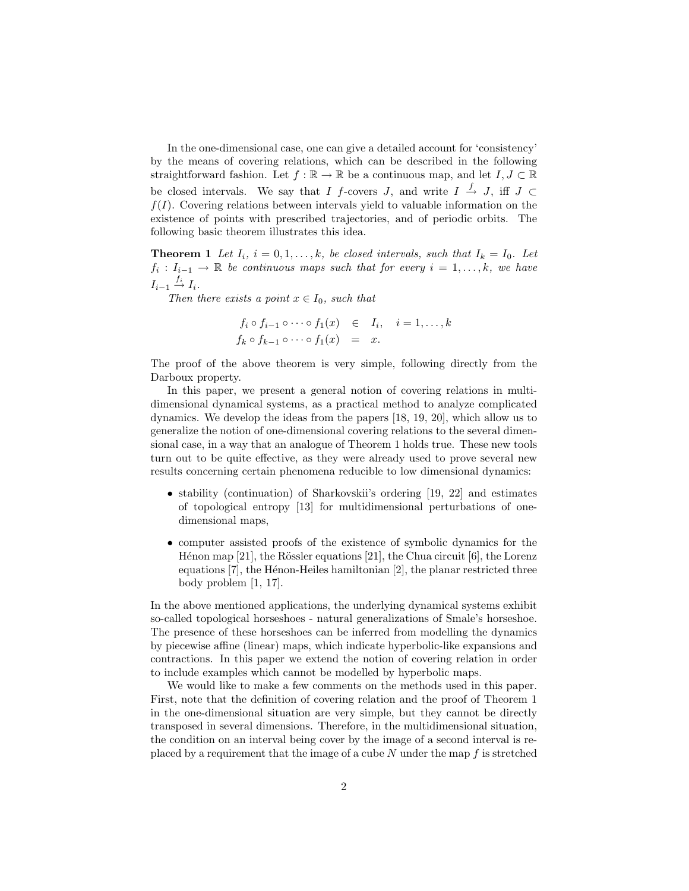In the one-dimensional case, one can give a detailed account for 'consistency' by the means of covering relations, which can be described in the following straightforward fashion. Let $f : \mathbb{R} \to \mathbb{R}$ be a continuous map, and let $I, J \subset \mathbb{R}$ be closed intervals. We say that $I$ $f$-covers $J$, and write $I \stackrel{f}{\to} J$, iff $J \subset f(I)$. Covering relations between intervals yield to valuable information on the existence of points with prescribed trajectories, and of periodic orbits. The following basic theorem illustrates this idea.

**Theorem 1** *Let $I_i$, $i = 0, 1, \ldots, k$, be closed intervals, such that $I_k = I_0$. Let $f_i : I_{i-1} \to \mathbb{R}$ be continuous maps such that for every $i = 1, \ldots, k$, we have $I_{i-1} \stackrel{f_i}{\to} I_i$.*

*Then there exists a point $x \in I_0$, such that*

$$\begin{aligned} f_i \circ f_{i-1} \circ \cdots \circ f_1(x) &\in I_i, \quad i = 1, \ldots, k \\ f_k \circ f_{k-1} \circ \cdots \circ f_1(x) &= x. \end{aligned}$$

The proof of the above theorem is very simple, following directly from the Darboux property.

In this paper, we present a general notion of covering relations in multi-dimensional dynamical systems, as a practical method to analyze complicated dynamics. We develop the ideas from the papers [18, 19, 20], which allow us to generalize the notion of one-dimensional covering relations to the several dimensional case, in a way that an analogue of Theorem 1 holds true. These new tools turn out to be quite effective, as they were already used to prove several new results concerning certain phenomena reducible to low dimensional dynamics:

- stability (continuation) of Sharkovskii's ordering [19, 22] and estimates of topological entropy [13] for multidimensional perturbations of one-dimensional maps,
- computer assisted proofs of the existence of symbolic dynamics for the Hénon map [21], the Rössler equations [21], the Chua circuit [6], the Lorenz equations [7], the Hénon-Heiles hamiltonian [2], the planar restricted three body problem [1, 17].

In the above mentioned applications, the underlying dynamical systems exhibit so-called topological horseshoes - natural generalizations of Smale's horseshoe. The presence of these horseshoes can be inferred from modelling the dynamics by piecewise affine (linear) maps, which indicate hyperbolic-like expansions and contractions. In this paper we extend the notion of covering relation in order to include examples which cannot be modelled by hyperbolic maps.

We would like to make a few comments on the methods used in this paper. First, note that the definition of covering relation and the proof of Theorem 1 in the one-dimensional situation are very simple, but they cannot be directly transposed in several dimensions. Therefore, in the multidimensional situation, the condition on an interval being cover by the image of a second interval is replaced by a requirement that the image of a cube $N$ under the map $f$ is stretched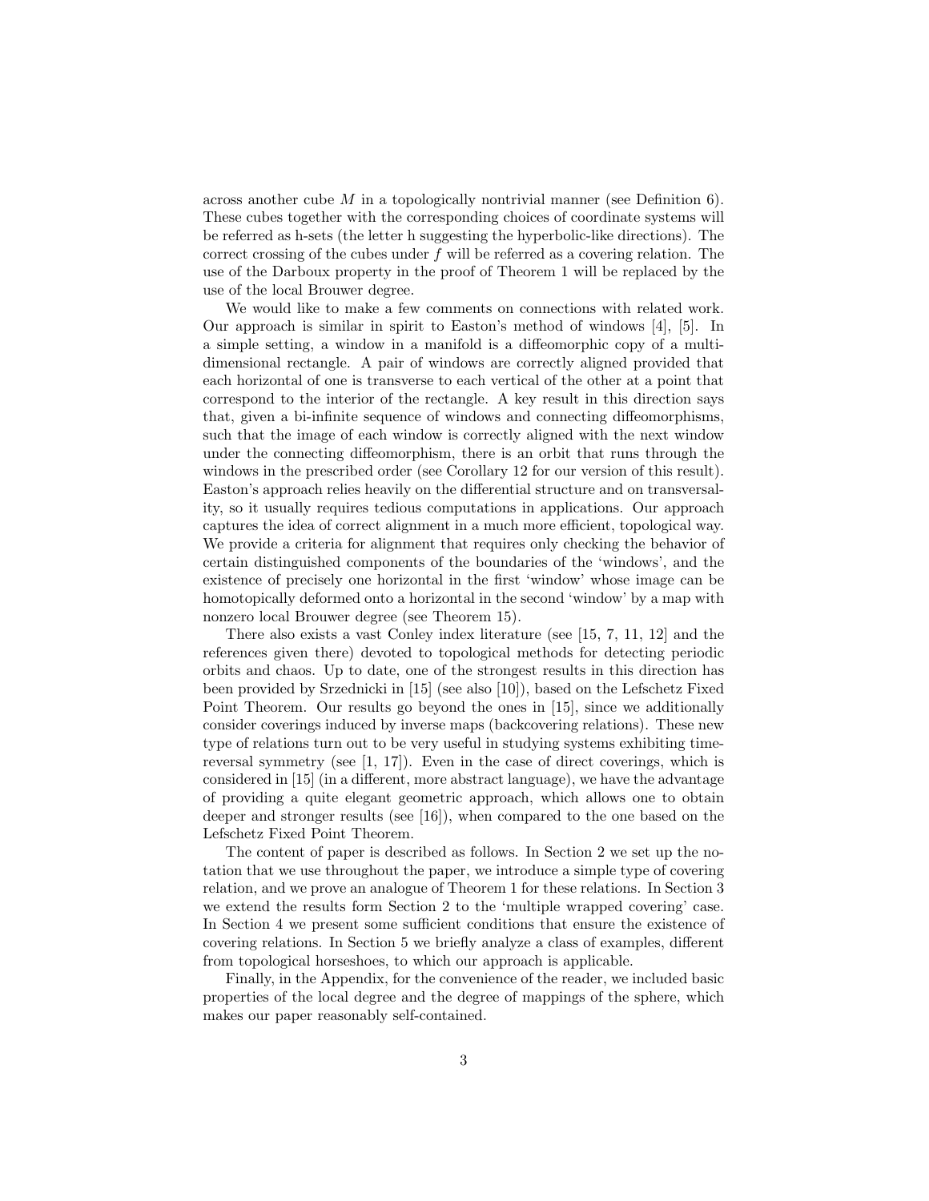across another cube $M$ in a topologically nontrivial manner (see Definition 6). These cubes together with the corresponding choices of coordinate systems will be referred as h-sets (the letter h suggesting the hyperbolic-like directions). The correct crossing of the cubes under $f$ will be referred as a covering relation. The use of the Darboux property in the proof of Theorem 1 will be replaced by the use of the local Brouwer degree.

We would like to make a few comments on connections with related work. Our approach is similar in spirit to Easton's method of windows [4], [5]. In a simple setting, a window in a manifold is a diffeomorphic copy of a multi-dimensional rectangle. A pair of windows are correctly aligned provided that each horizontal of one is transverse to each vertical of the other at a point that correspond to the interior of the rectangle. A key result in this direction says that, given a bi-infinite sequence of windows and connecting diffeomorphisms, such that the image of each window is correctly aligned with the next window under the connecting diffeomorphism, there is an orbit that runs through the windows in the prescribed order (see Corollary 12 for our version of this result). Easton's approach relies heavily on the differential structure and on transversality, so it usually requires tedious computations in applications. Our approach captures the idea of correct alignment in a much more efficient, topological way. We provide a criteria for alignment that requires only checking the behavior of certain distinguished components of the boundaries of the 'windows', and the existence of precisely one horizontal in the first 'window' whose image can be homotopically deformed onto a horizontal in the second 'window' by a map with nonzero local Brouwer degree (see Theorem 15).

There also exists a vast Conley index literature (see [15, 7, 11, 12] and the references given there) devoted to topological methods for detecting periodic orbits and chaos. Up to date, one of the strongest results in this direction has been provided by Srzednicki in [15] (see also [10]), based on the Lefschetz Fixed Point Theorem. Our results go beyond the ones in [15], since we additionally consider coverings induced by inverse maps (backcovering relations). These new type of relations turn out to be very useful in studying systems exhibiting time-reversal symmetry (see [1, 17]). Even in the case of direct coverings, which is considered in [15] (in a different, more abstract language), we have the advantage of providing a quite elegant geometric approach, which allows one to obtain deeper and stronger results (see [16]), when compared to the one based on the Lefschetz Fixed Point Theorem.

The content of paper is described as follows. In Section 2 we set up the notation that we use throughout the paper, we introduce a simple type of covering relation, and we prove an analogue of Theorem 1 for these relations. In Section 3 we extend the results form Section 2 to the 'multiple wrapped covering' case. In Section 4 we present some sufficient conditions that ensure the existence of covering relations. In Section 5 we briefly analyze a class of examples, different from topological horseshoes, to which our approach is applicable.

Finally, in the Appendix, for the convenience of the reader, we included basic properties of the local degree and the degree of mappings of the sphere, which makes our paper reasonably self-contained.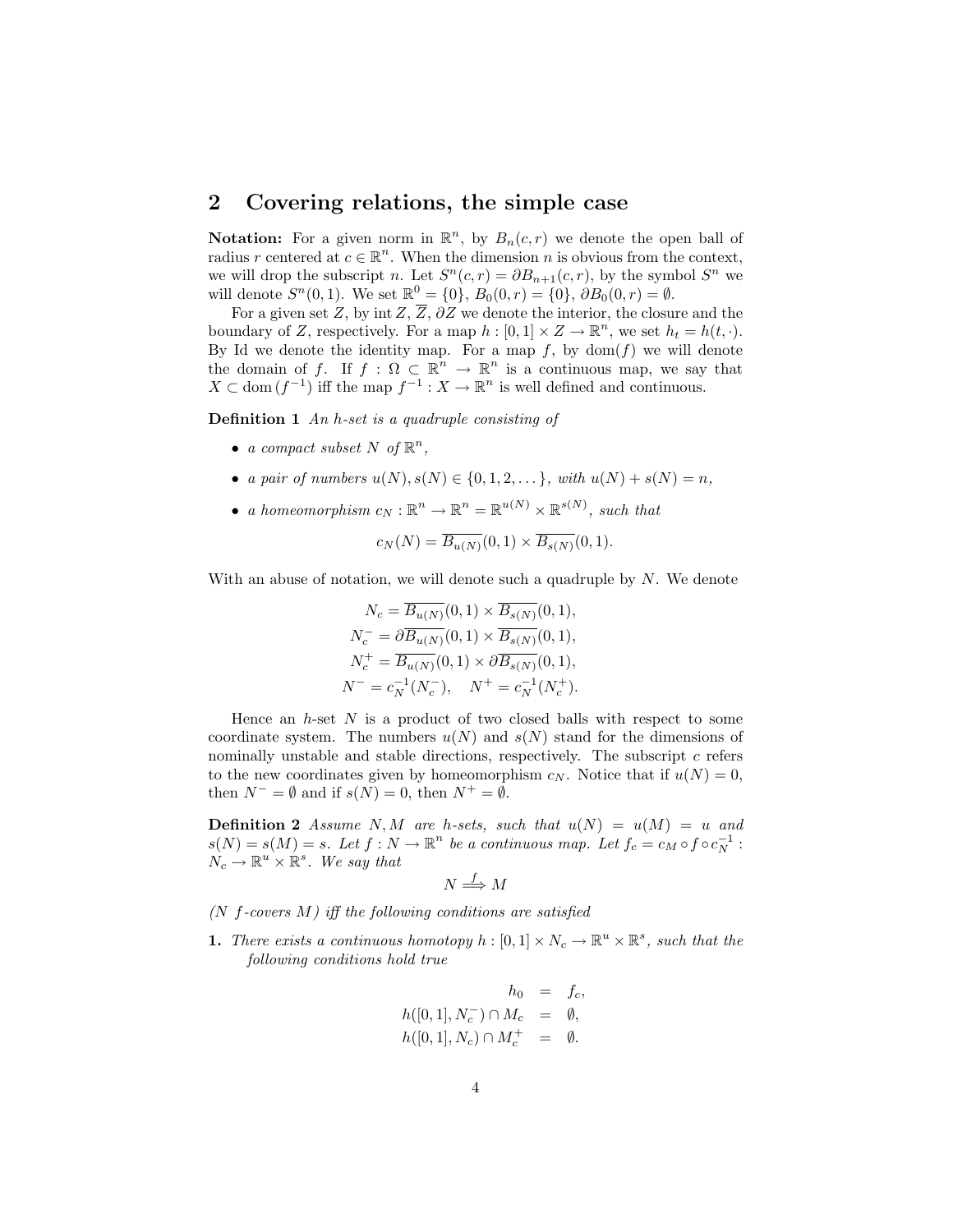## 2 Covering relations, the simple case

**Notation:** For a given norm in $\mathbb{R}^n$, by $B_n(c,r)$ we denote the open ball of radius $r$ centered at $c \in \mathbb{R}^n$. When the dimension $n$ is obvious from the context, we will drop the subscript $n$. Let $S^n(c,r) = \partial B_{n+1}(c,r)$, by the symbol $S^n$ we will denote $S^n(0,1)$. We set $\mathbb{R}^0 = \{0\}$, $B_0(0,r) = \{0\}$, $\partial B_0(0,r) = \emptyset$.

For a given set $Z$, by $\operatorname{int} Z$, $\overline{Z}$, $\partial Z$ we denote the interior, the closure and the boundary of $Z$, respectively. For a map $h : [0,1] \times Z \to \mathbb{R}^n$, we set $h_t = h(t,\cdot)$. By Id we denote the identity map. For a map $f$, by $\operatorname{dom}(f)$ we will denote the domain of $f$. If $f : \Omega \subset \mathbb{R}^n \to \mathbb{R}^n$ is a continuous map, we say that $X \subset \operatorname{dom}(f^{-1})$ iff the map $f^{-1} : X \to \mathbb{R}^n$ is well defined and continuous.

**Definition 1** *An h-set is a quadruple consisting of*

- *a compact subset $N$ of $\mathbb{R}^n$,*
- *a pair of numbers $u(N), s(N) \in \{0, 1, 2, \dots\}$, with $u(N) + s(N) = n$,*
- *a homeomorphism $c_N : \mathbb{R}^n \to \mathbb{R}^n = \mathbb{R}^{u(N)} \times \mathbb{R}^{s(N)}$, such that*

$$c_N(N) = \overline{B_{u(N)}}(0,1) \times \overline{B_{s(N)}}(0,1).$$

With an abuse of notation, we will denote such a quadruple by $N$. We denote

$$
\begin{aligned}
N_c &= \overline{B_{u(N)}}(0,1) \times \overline{B_{s(N)}}(0,1), \\
N_c^- &= \partial\overline{B_{u(N)}}(0,1) \times \overline{B_{s(N)}}(0,1), \\
N_c^+ &= \overline{B_{u(N)}}(0,1) \times \partial\overline{B_{s(N)}}(0,1), \\
N^- &= c_N^{-1}(N_c^-), \quad N^+ = c_N^{-1}(N_c^+).
\end{aligned}
$$

Hence an $h$-set $N$ is a product of two closed balls with respect to some coordinate system. The numbers $u(N)$ and $s(N)$ stand for the dimensions of nominally unstable and stable directions, respectively. The subscript $c$ refers to the new coordinates given by homeomorphism $c_N$. Notice that if $u(N) = 0$, then $N^- = \emptyset$ and if $s(N) = 0$, then $N^+ = \emptyset$.

**Definition 2** *Assume $N, M$ are h-sets, such that $u(N) = u(M) = u$ and $s(N) = s(M) = s$. Let $f : N \to \mathbb{R}^n$ be a continuous map. Let $f_c = c_M \circ f \circ c_N^{-1} : N_c \to \mathbb{R}^u \times \mathbb{R}^s$. We say that*

$$N \overset{f}{\Longrightarrow} M$$

*($N$ $f$-covers $M$) iff the following conditions are satisfied*

**1.** *There exists a continuous homotopy $h : [0,1] \times N_c \to \mathbb{R}^u \times \mathbb{R}^s$, such that the following conditions hold true*

$$
\begin{aligned}
h_0 &= f_c, \\
h([0,1], N_c^-) \cap M_c &= \emptyset, \\
h([0,1], N_c) \cap M_c^+ &= \emptyset.
\end{aligned}
$$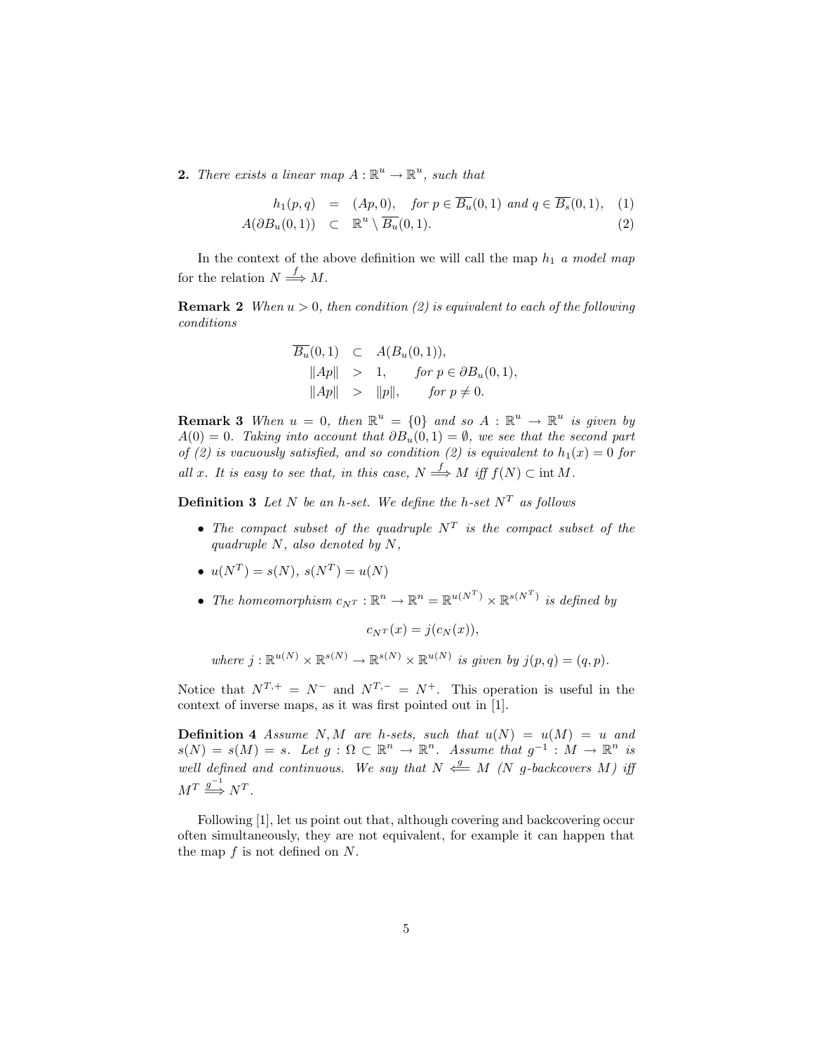**2.** *There exists a linear map $A : \mathbb{R}^u \to \mathbb{R}^u$, such that*

$$
\begin{aligned}
h_1(p, q) &= (Ap, 0), \quad \text{for } p \in \overline{B_u}(0,1) \text{ and } q \in \overline{B_s}(0,1), \qquad (1)\\
A(\partial B_u(0,1)) &\subset \mathbb{R}^u \setminus \overline{B_u}(0,1). \qquad (2)
\end{aligned}
$$

In the context of the above definition we will call the map $h_1$ *a model map* for the relation $N \overset{f}{\Longrightarrow} M$.

**Remark 2** *When $u > 0$, then condition (2) is equivalent to each of the following conditions*

$$
\begin{aligned}
\overline{B_u}(0,1) &\subset A(B_u(0,1)),\\
\|Ap\| &> 1, \qquad \text{for } p \in \partial B_u(0,1),\\
\|Ap\| &> \|p\|, \qquad \text{for } p \neq 0.
\end{aligned}
$$

**Remark 3** *When $u = 0$, then $\mathbb{R}^u = \{0\}$ and so $A : \mathbb{R}^u \to \mathbb{R}^u$ is given by $A(0) = 0$. Taking into account that $\partial B_u(0,1) = \emptyset$, we see that the second part of (2) is vacuously satisfied, and so condition (2) is equivalent to $h_1(x) = 0$ for all $x$. It is easy to see that, in this case, $N \overset{f}{\Longrightarrow} M$ iff $f(N) \subset \operatorname{int} M$.*

**Definition 3** *Let $N$ be an h-set. We define the h-set $N^T$ as follows*

- *The compact subset of the quadruple $N^T$ is the compact subset of the quadruple $N$, also denoted by $N$,*
- *$u(N^T) = s(N)$, $s(N^T) = u(N)$*
- *The homeomorphism $c_{N^T} : \mathbb{R}^n \to \mathbb{R}^n = \mathbb{R}^{u(N^T)} \times \mathbb{R}^{s(N^T)}$ is defined by*

$$c_{N^T}(x) = j(c_N(x)),$$

*where $j : \mathbb{R}^{u(N)} \times \mathbb{R}^{s(N)} \to \mathbb{R}^{s(N)} \times \mathbb{R}^{u(N)}$ is given by $j(p, q) = (q, p)$.*

Notice that $N^{T,+} = N^-$ and $N^{T,-} = N^+$. This operation is useful in the context of inverse maps, as it was first pointed out in [1].

**Definition 4** *Assume $N, M$ are h-sets, such that $u(N) = u(M) = u$ and $s(N) = s(M) = s$. Let $g : \Omega \subset \mathbb{R}^n \to \mathbb{R}^n$. Assume that $g^{-1} : M \to \mathbb{R}^n$ is well defined and continuous. We say that $N \overset{g}{\Longleftarrow} M$ ($N$ g-backcovers $M$) iff $M^T \overset{g^{-1}}{\Longrightarrow} N^T$.*

Following [1], let us point out that, although covering and backcovering occur often simultaneously, they are not equivalent, for example it can happen that the map $f$ is not defined on $N$.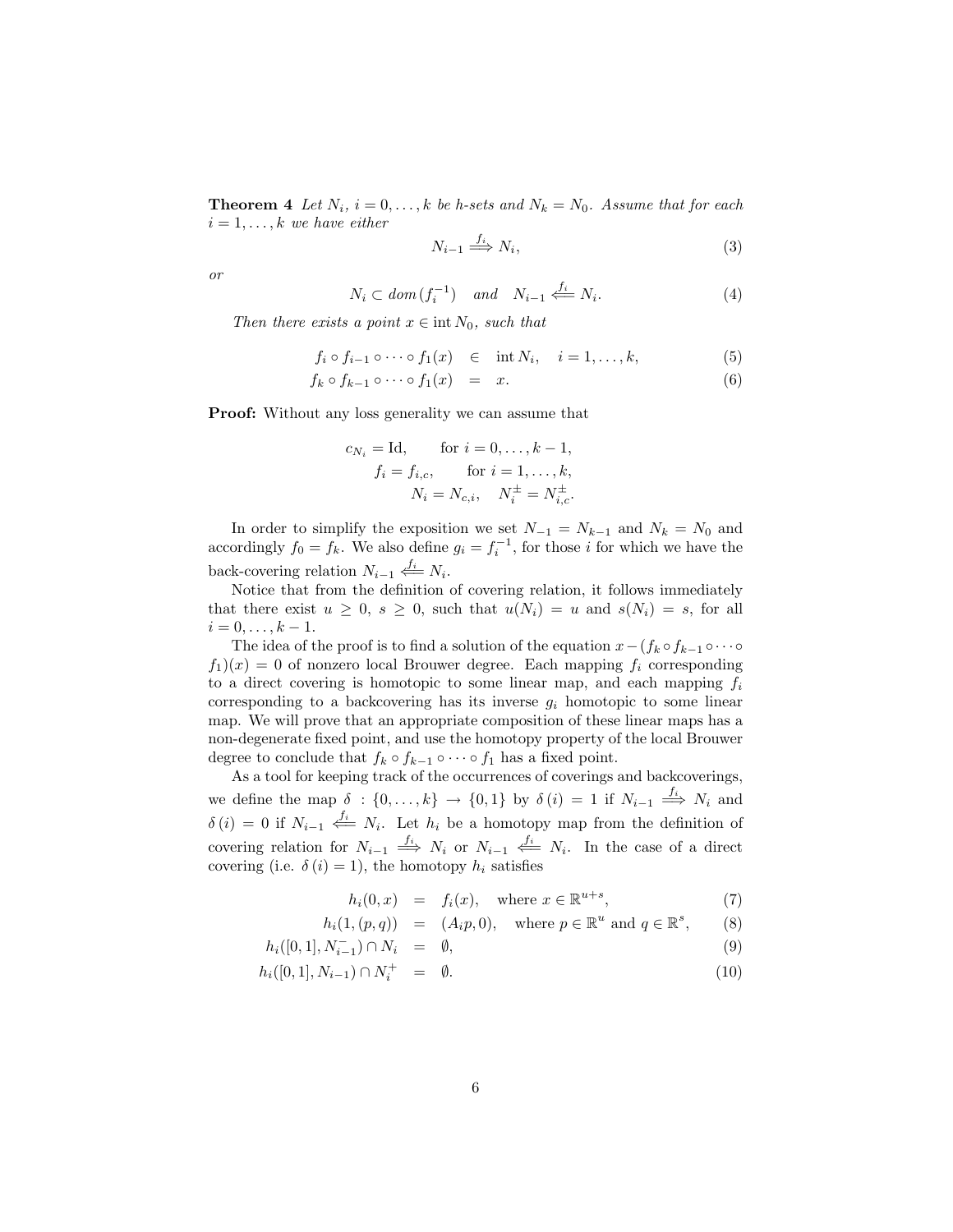**Theorem 4** *Let $N_i$, $i = 0, \ldots, k$ be h-sets and $N_k = N_0$. Assume that for each $i = 1, \ldots, k$ we have either*

$$N_{i-1} \overset{f_i}{\Longrightarrow} N_i, \tag{3}$$

*or*

$$N_i \subset dom\,(f_i^{-1}) \quad and \quad N_{i-1} \overset{f_i}{\Longleftarrow} N_i. \tag{4}$$

*Then there exists a point $x \in \operatorname{int} N_0$, such that*

$$f_i \circ f_{i-1} \circ \cdots \circ f_1(x) \in \operatorname{int} N_i, \quad i = 1, \ldots, k, \tag{5}$$

$$f_k \circ f_{k-1} \circ \cdots \circ f_1(x) = x. \tag{6}$$

**Proof:** Without any loss generality we can assume that

$$c_{N_i} = \mathrm{Id}, \qquad \text{for } i = 0, \ldots, k-1,$$
$$f_i = f_{i,c}, \qquad \text{for } i = 1, \ldots, k,$$
$$N_i = N_{c,i}, \quad N_i^{\pm} = N_{i,c}^{\pm}.$$

In order to simplify the exposition we set $N_{-1} = N_{k-1}$ and $N_k = N_0$ and accordingly $f_0 = f_k$. We also define $g_i = f_i^{-1}$, for those $i$ for which we have the back-covering relation $N_{i-1} \overset{f_i}{\Longleftarrow} N_i$.

Notice that from the definition of covering relation, it follows immediately that there exist $u \geq 0$, $s \geq 0$, such that $u(N_i) = u$ and $s(N_i) = s$, for all $i = 0, \ldots, k-1$.

The idea of the proof is to find a solution of the equation $x - (f_k \circ f_{k-1} \circ \cdots \circ f_1)(x) = 0$ of nonzero local Brouwer degree. Each mapping $f_i$ corresponding to a direct covering is homotopic to some linear map, and each mapping $f_i$ corresponding to a backcovering has its inverse $g_i$ homotopic to some linear map. We will prove that an appropriate composition of these linear maps has a non-degenerate fixed point, and use the homotopy property of the local Brouwer degree to conclude that $f_k \circ f_{k-1} \circ \cdots \circ f_1$ has a fixed point.

As a tool for keeping track of the occurrences of coverings and backcoverings, we define the map $\delta : \{0, \ldots, k\} \to \{0, 1\}$ by $\delta(i) = 1$ if $N_{i-1} \overset{f_i}{\Longrightarrow} N_i$ and $\delta(i) = 0$ if $N_{i-1} \overset{f_i}{\Longleftarrow} N_i$. Let $h_i$ be a homotopy map from the definition of covering relation for $N_{i-1} \overset{f_i}{\Longrightarrow} N_i$ or $N_{i-1} \overset{f_i}{\Longleftarrow} N_i$. In the case of a direct covering (i.e. $\delta(i) = 1$), the homotopy $h_i$ satisfies

$$h_i(0, x) = f_i(x), \quad \text{where } x \in \mathbb{R}^{u+s}, \tag{7}$$

$$h_i(1, (p, q)) = (A_i p, 0), \quad \text{where } p \in \mathbb{R}^u \text{ and } q \in \mathbb{R}^s, \tag{8}$$

$$h_i([0,1], N_{i-1}^-) \cap N_i = \emptyset, \tag{9}$$

$$h_i([0,1], N_{i-1}) \cap N_i^+ = \emptyset. \tag{10}$$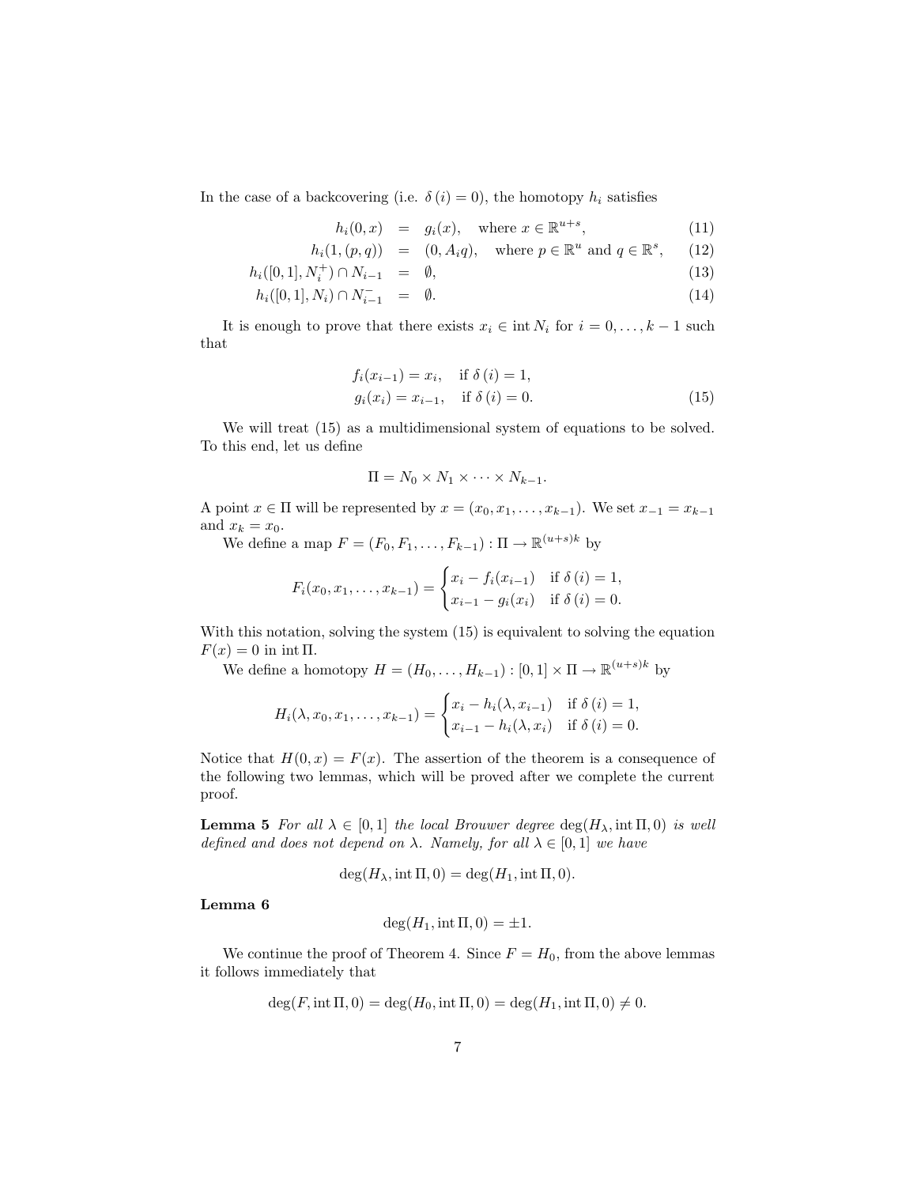In the case of a backcovering (i.e. $\delta(i) = 0$), the homotopy $h_i$ satisfies

$$
\begin{aligned}
h_i(0, x) &= g_i(x), \quad \text{where } x \in \mathbb{R}^{u+s}, && (11)\\
h_i(1, (p, q)) &= (0, A_i q), \quad \text{where } p \in \mathbb{R}^u \text{ and } q \in \mathbb{R}^s, && (12)\\
h_i([0,1], N_i^+) \cap N_{i-1} &= \emptyset, && (13)\\
h_i([0,1], N_i) \cap N_{i-1}^- &= \emptyset. && (14)
\end{aligned}
$$

It is enough to prove that there exists $x_i \in \operatorname{int} N_i$ for $i = 0, \ldots, k-1$ such that

$$
\begin{aligned}
f_i(x_{i-1}) &= x_i, \quad \text{if } \delta(i) = 1,\\
g_i(x_i) &= x_{i-1}, \quad \text{if } \delta(i) = 0.
\end{aligned} \tag{15}
$$

We will treat (15) as a multidimensional system of equations to be solved. To this end, let us define

$$
\Pi = N_0 \times N_1 \times \cdots \times N_{k-1}.
$$

A point $x \in \Pi$ will be represented by $x = (x_0, x_1, \ldots, x_{k-1})$. We set $x_{-1} = x_{k-1}$ and $x_k = x_0$.

We define a map $F = (F_0, F_1, \ldots, F_{k-1}) : \Pi \to \mathbb{R}^{(u+s)k}$ by

$$
F_i(x_0, x_1, \ldots, x_{k-1}) = \begin{cases} x_i - f_i(x_{i-1}) & \text{if } \delta(i) = 1,\\ x_{i-1} - g_i(x_i) & \text{if } \delta(i) = 0. \end{cases}
$$

With this notation, solving the system (15) is equivalent to solving the equation $F(x) = 0$ in $\operatorname{int} \Pi$.

We define a homotopy $H = (H_0, \ldots, H_{k-1}) : [0,1] \times \Pi \to \mathbb{R}^{(u+s)k}$ by

$$
H_i(\lambda, x_0, x_1, \ldots, x_{k-1}) = \begin{cases} x_i - h_i(\lambda, x_{i-1}) & \text{if } \delta(i) = 1,\\ x_{i-1} - h_i(\lambda, x_i) & \text{if } \delta(i) = 0. \end{cases}
$$

Notice that $H(0, x) = F(x)$. The assertion of the theorem is a consequence of the following two lemmas, which will be proved after we complete the current proof.

**Lemma 5** *For all $\lambda \in [0,1]$ the local Brouwer degree $\deg(H_\lambda, \operatorname{int} \Pi, 0)$ is well defined and does not depend on $\lambda$. Namely, for all $\lambda \in [0,1]$ we have*

$$
\deg(H_\lambda, \operatorname{int} \Pi, 0) = \deg(H_1, \operatorname{int} \Pi, 0).
$$

**Lemma 6**

$$
\deg(H_1, \operatorname{int} \Pi, 0) = \pm 1.
$$

We continue the proof of Theorem 4. Since $F = H_0$, from the above lemmas it follows immediately that

$$
\deg(F, \operatorname{int} \Pi, 0) = \deg(H_0, \operatorname{int} \Pi, 0) = \deg(H_1, \operatorname{int} \Pi, 0) \neq 0.
$$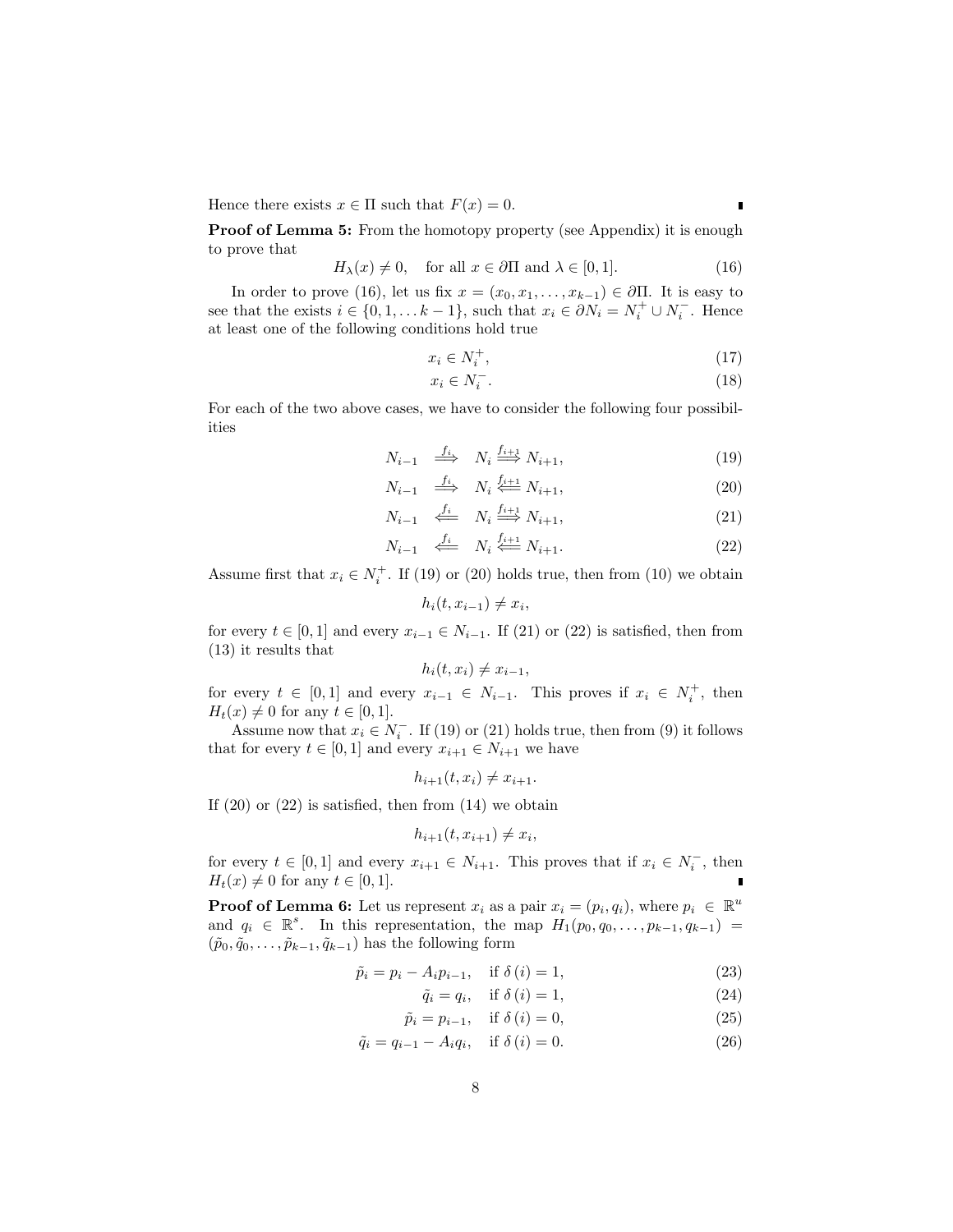Hence there exists $x \in \Pi$ such that $F(x) = 0$. ∎

**Proof of Lemma 5:** From the homotopy property (see Appendix) it is enough to prove that

$$H_\lambda(x) \neq 0, \quad \text{for all } x \in \partial\Pi \text{ and } \lambda \in [0,1]. \tag{16}$$

In order to prove (16), let us fix $x = (x_0, x_1, \ldots, x_{k-1}) \in \partial\Pi$. It is easy to see that the exists $i \in \{0, 1, \ldots k-1\}$, such that $x_i \in \partial N_i = N_i^+ \cup N_i^-$. Hence at least one of the following conditions hold true

$$x_i \in N_i^+, \tag{17}$$

$$x_i \in N_i^-. \tag{18}$$

For each of the two above cases, we have to consider the following four possibilities

$$N_{i-1} \overset{f_i}{\Longrightarrow} N_i \overset{f_{i+1}}{\Longrightarrow} N_{i+1}, \tag{19}$$

$$N_{i-1} \overset{f_i}{\Longrightarrow} N_i \overset{f_{i+1}}{\Longleftarrow} N_{i+1}, \tag{20}$$

$$N_{i-1} \overset{f_i}{\Longleftarrow} N_i \overset{f_{i+1}}{\Longrightarrow} N_{i+1}, \tag{21}$$

$$N_{i-1} \overset{f_i}{\Longleftarrow} N_i \overset{f_{i+1}}{\Longleftarrow} N_{i+1}. \tag{22}$$

Assume first that $x_i \in N_i^+$. If (19) or (20) holds true, then from (10) we obtain

$$h_i(t, x_{i-1}) \neq x_i,$$

for every $t \in [0,1]$ and every $x_{i-1} \in N_{i-1}$. If (21) or (22) is satisfied, then from (13) it results that

$$h_i(t, x_i) \neq x_{i-1},$$

for every $t \in [0,1]$ and every $x_{i-1} \in N_{i-1}$. This proves if $x_i \in N_i^+$, then $H_t(x) \neq 0$ for any $t \in [0,1]$.

Assume now that $x_i \in N_i^-$. If (19) or (21) holds true, then from (9) it follows that for every $t \in [0,1]$ and every $x_{i+1} \in N_{i+1}$ we have

$$h_{i+1}(t, x_i) \neq x_{i+1}.$$

If (20) or (22) is satisfied, then from (14) we obtain

$$h_{i+1}(t, x_{i+1}) \neq x_i,$$

for every $t \in [0,1]$ and every $x_{i+1} \in N_{i+1}$. This proves that if $x_i \in N_i^-$, then $H_t(x) \neq 0$ for any $t \in [0,1]$. ∎

**Proof of Lemma 6:** Let us represent $x_i$ as a pair $x_i = (p_i, q_i)$, where $p_i \in \mathbb{R}^u$ and $q_i \in \mathbb{R}^s$. In this representation, the map $H_1(p_0, q_0, \ldots, p_{k-1}, q_{k-1}) = (\tilde{p}_0, \tilde{q}_0, \ldots, \tilde{p}_{k-1}, \tilde{q}_{k-1})$ has the following form

$$\tilde{p}_i = p_i - A_i p_{i-1}, \quad \text{if } \delta(i) = 1, \tag{23}$$

$$\tilde{q}_i = q_i, \quad \text{if } \delta(i) = 1, \tag{24}$$

$$\tilde{p}_i = p_{i-1}, \quad \text{if } \delta(i) = 0, \tag{25}$$

$$\tilde{q}_i = q_{i-1} - A_i q_i, \quad \text{if } \delta(i) = 0. \tag{26}$$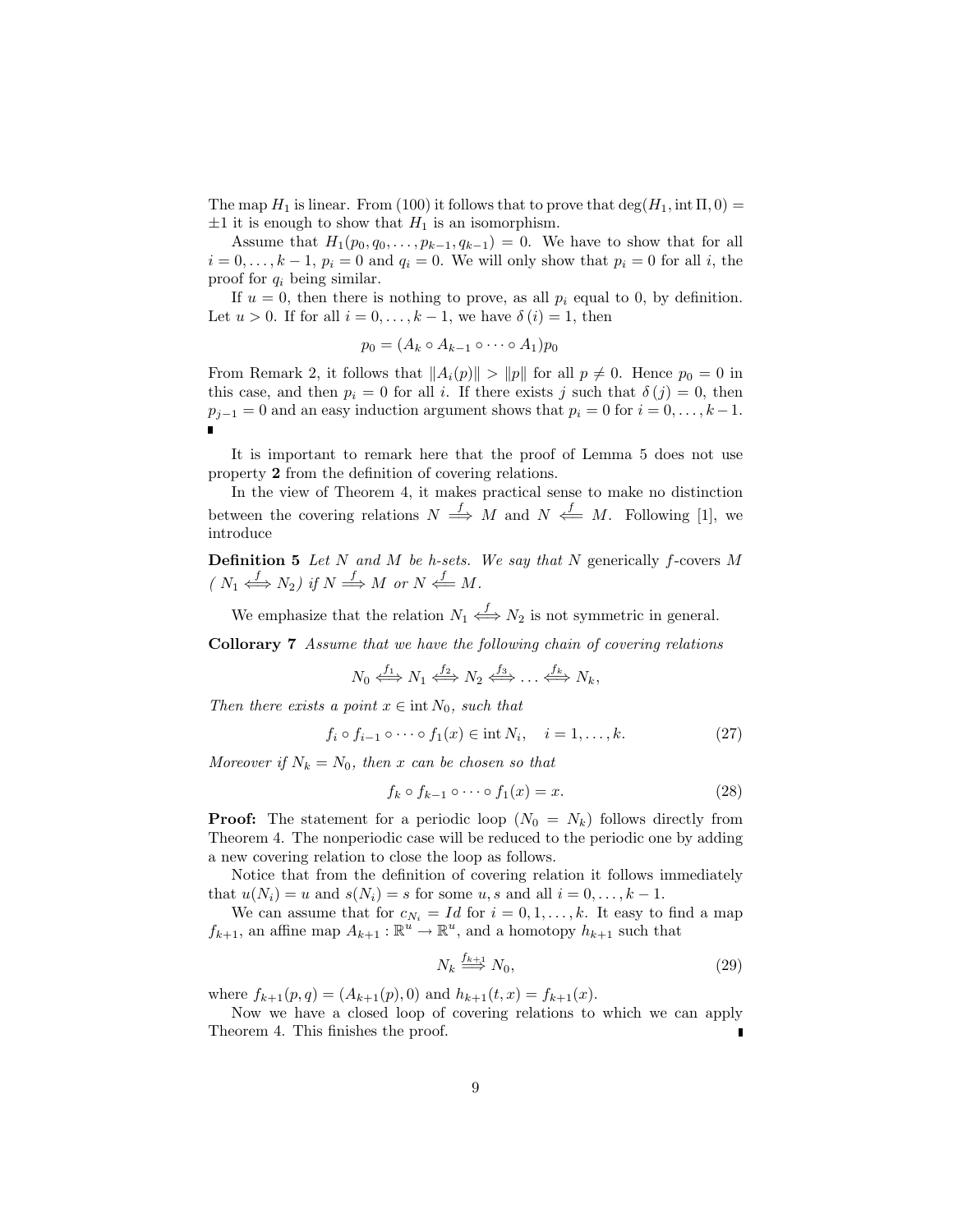The map $H_1$ is linear. From (100) it follows that to prove that $\deg(H_1, \operatorname{int}\Pi, 0) = \pm 1$ it is enough to show that $H_1$ is an isomorphism.

Assume that $H_1(p_0, q_0, \dots, p_{k-1}, q_{k-1}) = 0$. We have to show that for all $i = 0, \dots, k-1$, $p_i = 0$ and $q_i = 0$. We will only show that $p_i = 0$ for all $i$, the proof for $q_i$ being similar.

If $u = 0$, then there is nothing to prove, as all $p_i$ equal to 0, by definition. Let $u > 0$. If for all $i = 0, \dots, k-1$, we have $\delta(i) = 1$, then

$$p_0 = (A_k \circ A_{k-1} \circ \dots \circ A_1)p_0$$

From Remark 2, it follows that $\|A_i(p)\| > \|p\|$ for all $p \neq 0$. Hence $p_0 = 0$ in this case, and then $p_i = 0$ for all $i$. If there exists $j$ such that $\delta(j) = 0$, then $p_{j-1} = 0$ and an easy induction argument shows that $p_i = 0$ for $i = 0, \dots, k-1$. ∎

It is important to remark here that the proof of Lemma 5 does not use property **2** from the definition of covering relations.

In the view of Theorem 4, it makes practical sense to make no distinction between the covering relations $N \overset{f}{\Longrightarrow} M$ and $N \overset{f}{\Longleftarrow} M$. Following [1], we introduce

**Definition 5** *Let $N$ and $M$ be h-sets. We say that $N$ generically $f$-covers $M$ ( $N_1 \overset{f}{\Longleftrightarrow} N_2$) if $N \overset{f}{\Longrightarrow} M$ or $N \overset{f}{\Longleftarrow} M$.*

We emphasize that the relation $N_1 \overset{f}{\Longleftrightarrow} N_2$ is not symmetric in general.

**Collorary 7** *Assume that we have the following chain of covering relations*

$$N_0 \overset{f_1}{\Longleftrightarrow} N_1 \overset{f_2}{\Longleftrightarrow} N_2 \overset{f_3}{\Longleftrightarrow} \dots \overset{f_k}{\Longleftrightarrow} N_k,$$

*Then there exists a point $x \in \operatorname{int} N_0$, such that*

$$f_i \circ f_{i-1} \circ \dots \circ f_1(x) \in \operatorname{int} N_i, \quad i = 1, \dots, k. \tag{27}$$

*Moreover if $N_k = N_0$, then $x$ can be chosen so that*

$$f_k \circ f_{k-1} \circ \dots \circ f_1(x) = x. \tag{28}$$

**Proof:** The statement for a periodic loop ($N_0 = N_k$) follows directly from Theorem 4. The nonperiodic case will be reduced to the periodic one by adding a new covering relation to close the loop as follows.

Notice that from the definition of covering relation it follows immediately that $u(N_i) = u$ and $s(N_i) = s$ for some $u, s$ and all $i = 0, \dots, k-1$.

We can assume that for $c_{N_i} = Id$ for $i = 0, 1, \dots, k$. It easy to find a map $f_{k+1}$, an affine map $A_{k+1} : \mathbb{R}^u \to \mathbb{R}^u$, and a homotopy $h_{k+1}$ such that

$$N_k \overset{f_{k+1}}{\Longrightarrow} N_0, \tag{29}$$

where $f_{k+1}(p, q) = (A_{k+1}(p), 0)$ and $h_{k+1}(t, x) = f_{k+1}(x)$.

Now we have a closed loop of covering relations to which we can apply Theorem 4. This finishes the proof. ∎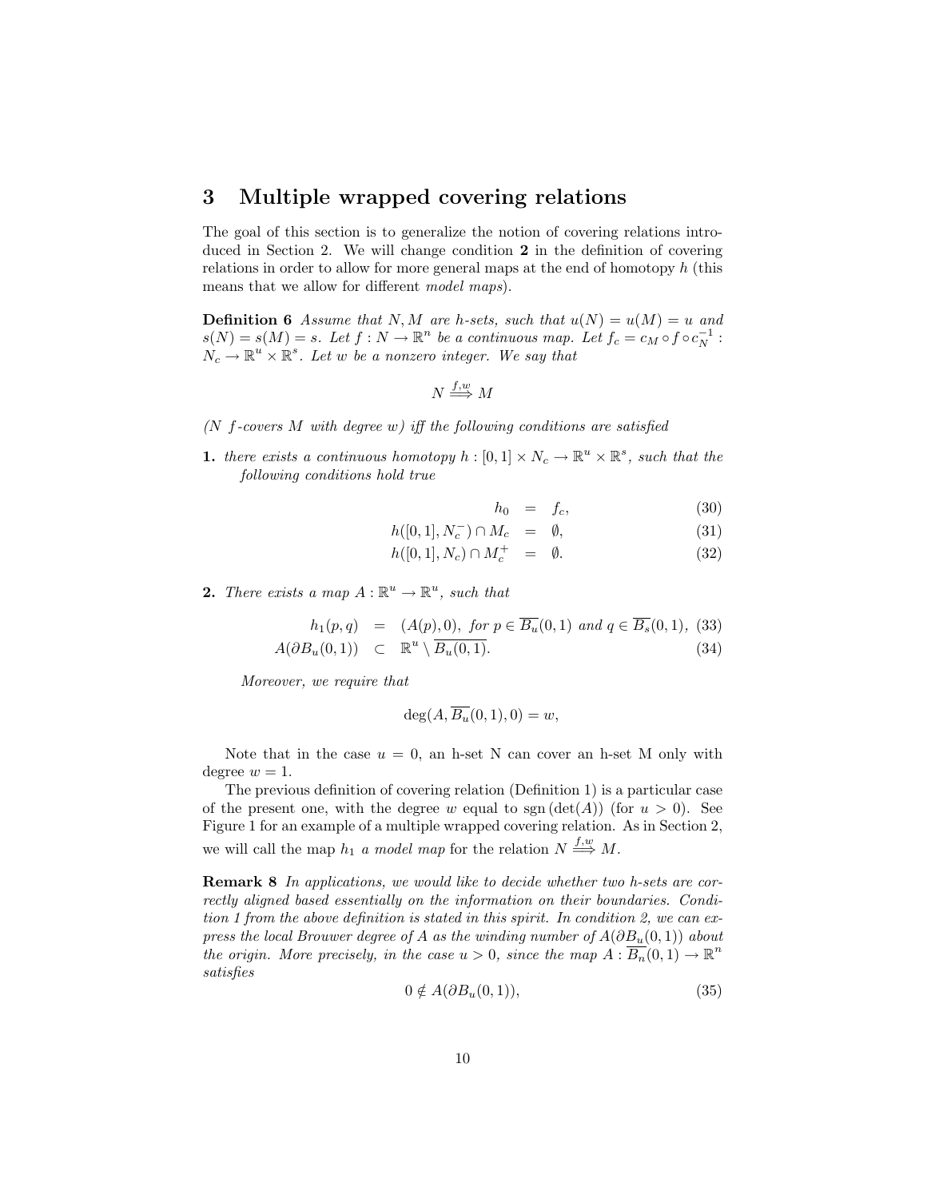## 3 Multiple wrapped covering relations

The goal of this section is to generalize the notion of covering relations introduced in Section 2. We will change condition **2** in the definition of covering relations in order to allow for more general maps at the end of homotopy $h$ (this means that we allow for different *model maps*).

**Definition 6** *Assume that $N, M$ are h-sets, such that $u(N) = u(M) = u$ and $s(N) = s(M) = s$. Let $f : N \to \mathbb{R}^n$ be a continuous map. Let $f_c = c_M \circ f \circ c_N^{-1} : N_c \to \mathbb{R}^u \times \mathbb{R}^s$. Let $w$ be a nonzero integer. We say that*

$$N \overset{f,w}{\Longrightarrow} M$$

*($N$ $f$-covers $M$ with degree $w$) iff the following conditions are satisfied*

**1.** *there exists a continuous homotopy $h : [0,1] \times N_c \to \mathbb{R}^u \times \mathbb{R}^s$, such that the following conditions hold true*

$$h_0 = f_c, \tag{30}$$

$$h([0,1], N_c^-) \cap M_c = \emptyset, \tag{31}$$

$$h([0,1], N_c) \cap M_c^+ = \emptyset. \tag{32}$$

**2.** *There exists a map $A : \mathbb{R}^u \to \mathbb{R}^u$, such that*

$$h_1(p,q) = (A(p), 0), \text{ for } p \in \overline{B_u}(0,1) \text{ and } q \in \overline{B_s}(0,1), \tag{33}$$

$$A(\partial B_u(0,1)) \subset \mathbb{R}^u \setminus \overline{B_u(0,1)}. \tag{34}$$

*Moreover, we require that*

$$\deg(A, \overline{B_u}(0,1), 0) = w,$$

Note that in the case $u = 0$, an h-set N can cover an h-set M only with degree $w = 1$.

The previous definition of covering relation (Definition 1) is a particular case of the present one, with the degree $w$ equal to $\operatorname{sgn}(\det(A))$ (for $u > 0$). See Figure 1 for an example of a multiple wrapped covering relation. As in Section 2, we will call the map $h_1$ *a model map* for the relation $N \overset{f,w}{\Longrightarrow} M$.

**Remark 8** *In applications, we would like to decide whether two h-sets are correctly aligned based essentially on the information on their boundaries. Condition 1 from the above definition is stated in this spirit. In condition 2, we can express the local Brouwer degree of $A$ as the winding number of $A(\partial B_u(0,1))$ about the origin. More precisely, in the case $u > 0$, since the map $A : \overline{B_n}(0,1) \to \mathbb{R}^n$ satisfies*

$$0 \notin A(\partial B_u(0,1)), \tag{35}$$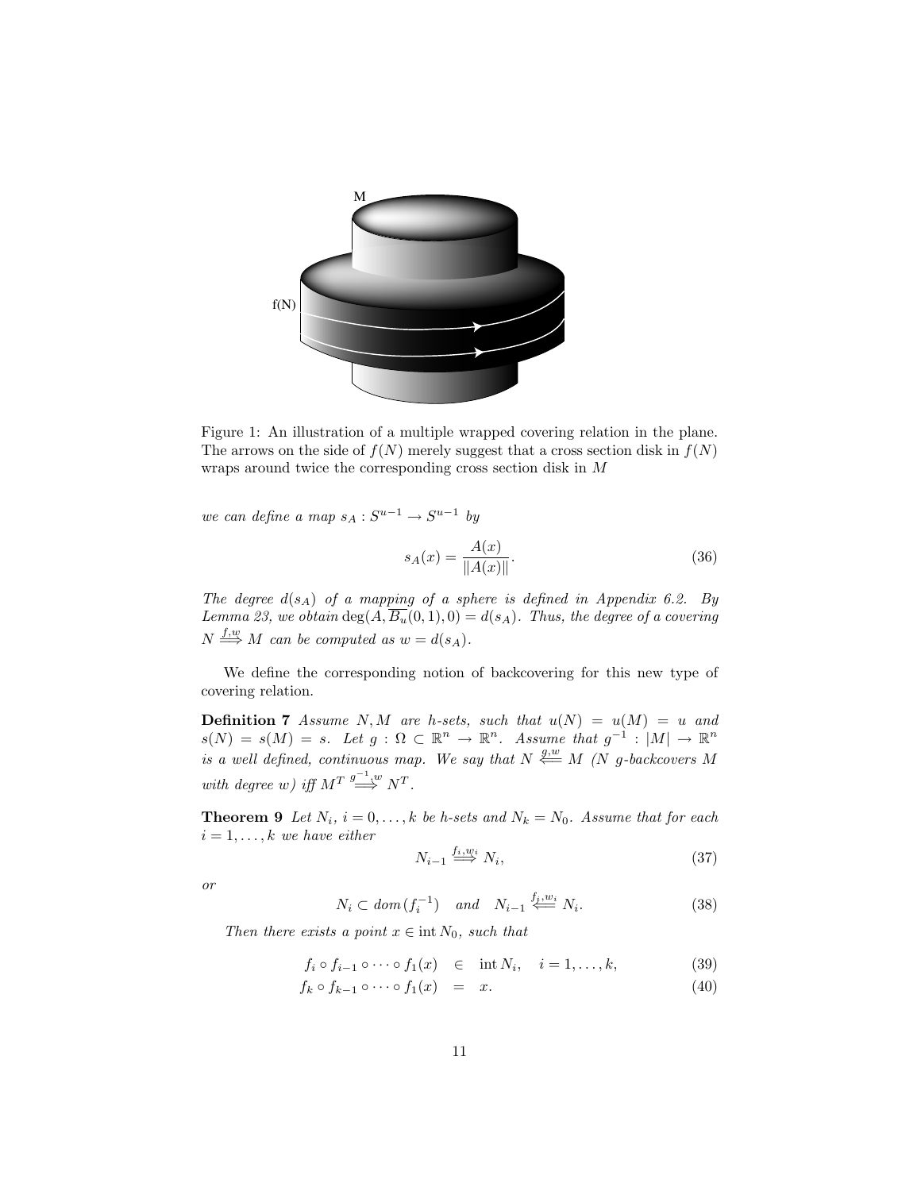Figure 1: An illustration of a multiple wrapped covering relation in the plane. The arrows on the side of $f(N)$ merely suggest that a cross section disk in $f(N)$ wraps around twice the corresponding cross section disk in $M$

*we can define a map* $s_A : S^{u-1} \to S^{u-1}$ *by*

$$s_A(x) = \frac{A(x)}{\|A(x)\|}. \tag{36}$$

*The degree* $d(s_A)$ *of a mapping of a sphere is defined in Appendix 6.2. By Lemma 23, we obtain* $\deg(A, \overline{B_u}(0,1), 0) = d(s_A)$*. Thus, the degree of a covering* $N \overset{f,w}{\Longrightarrow} M$ *can be computed as* $w = d(s_A)$*.*

We define the corresponding notion of backcovering for this new type of covering relation.

**Definition 7** *Assume* $N, M$ *are h-sets, such that* $u(N) = u(M) = u$ *and* $s(N) = s(M) = s$*. Let* $g : \Omega \subset \mathbb{R}^n \to \mathbb{R}^n$*. Assume that* $g^{-1} : |M| \to \mathbb{R}^n$ *is a well defined, continuous map. We say that* $N \overset{g,w}{\Longleftarrow} M$ *(N g-backcovers M with degree w) iff* $M^T \overset{g^{-1},w}{\Longrightarrow} N^T$*.*

**Theorem 9** *Let* $N_i$*,* $i = 0, \ldots, k$ *be h-sets and* $N_k = N_0$*. Assume that for each* $i = 1, \ldots, k$ *we have either*

$$N_{i-1} \overset{f_i,w_i}{\Longrightarrow} N_i, \tag{37}$$

*or*

$$N_i \subset dom(f_i^{-1}) \quad and \quad N_{i-1} \overset{f_i,w_i}{\Longleftarrow} N_i. \tag{38}$$

*Then there exists a point* $x \in \operatorname{int} N_0$*, such that*

$$f_i \circ f_{i-1} \circ \cdots \circ f_1(x) \in \operatorname{int} N_i, \quad i = 1, \ldots, k, \tag{39}$$

$$f_k \circ f_{k-1} \circ \cdots \circ f_1(x) = x. \tag{40}$$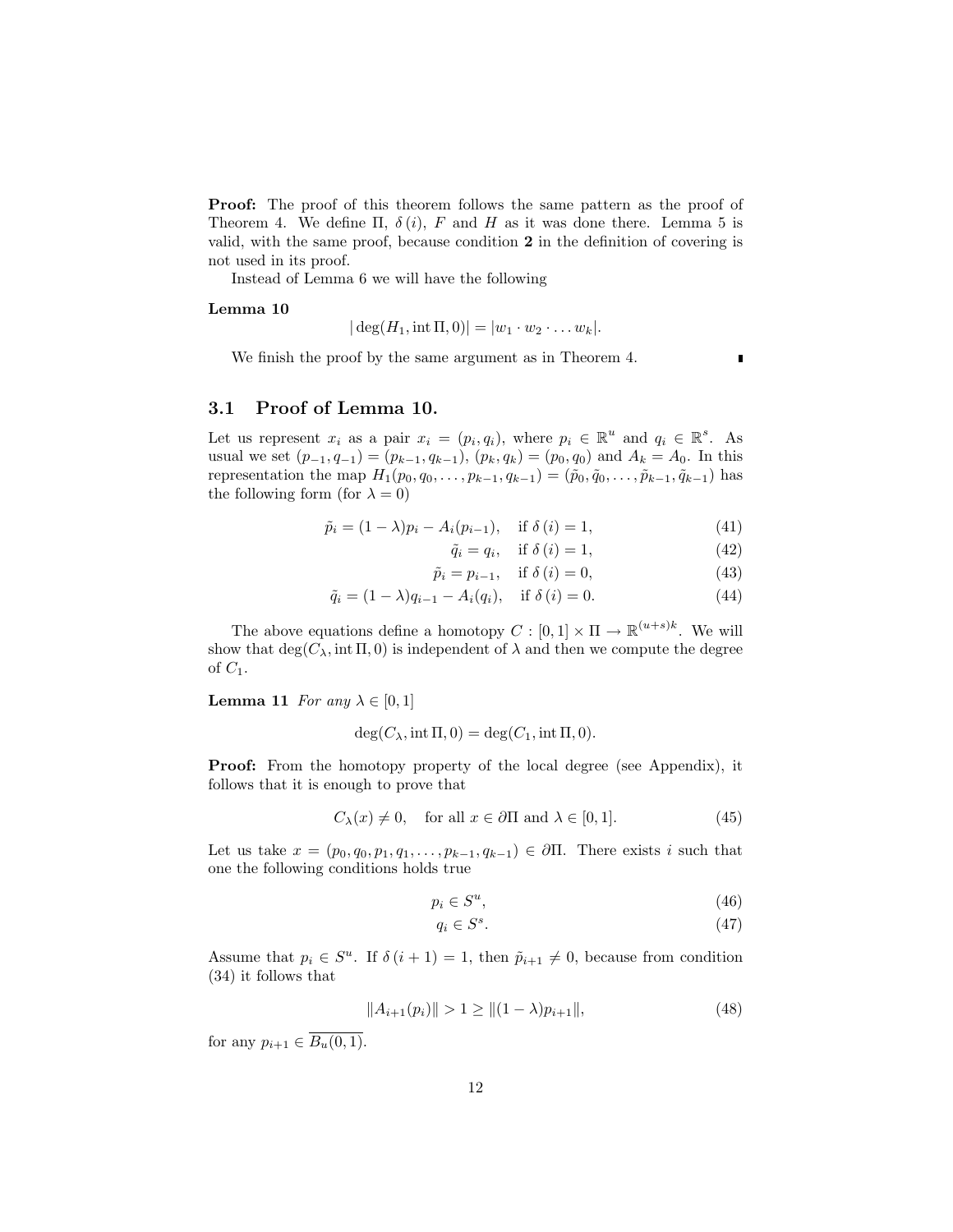**Proof:** The proof of this theorem follows the same pattern as the proof of Theorem 4. We define $\Pi$, $\delta(i)$, $F$ and $H$ as it was done there. Lemma 5 is valid, with the same proof, because condition **2** in the definition of covering is not used in its proof.

Instead of Lemma 6 we will have the following

**Lemma 10**

$$|\deg(H_1, \operatorname{int}\Pi, 0)| = |w_1 \cdot w_2 \cdot \ldots w_k|.$$

We finish the proof by the same argument as in Theorem 4. ∎

## 3.1 Proof of Lemma 10.

Let us represent $x_i$ as a pair $x_i = (p_i, q_i)$, where $p_i \in \mathbb{R}^u$ and $q_i \in \mathbb{R}^s$. As usual we set $(p_{-1}, q_{-1}) = (p_{k-1}, q_{k-1})$, $(p_k, q_k) = (p_0, q_0)$ and $A_k = A_0$. In this representation the map $H_1(p_0, q_0, \ldots, p_{k-1}, q_{k-1}) = (\tilde{p}_0, \tilde{q}_0, \ldots, \tilde{p}_{k-1}, \tilde{q}_{k-1})$ has the following form (for $\lambda = 0$)

$$\tilde{p}_i = (1-\lambda)p_i - A_i(p_{i-1}), \quad \text{if } \delta(i) = 1, \tag{41}$$

$$\tilde{q}_i = q_i, \quad \text{if } \delta(i) = 1, \tag{42}$$

$$\tilde{p}_i = p_{i-1}, \quad \text{if } \delta(i) = 0, \tag{43}$$

$$\tilde{q}_i = (1-\lambda)q_{i-1} - A_i(q_i), \quad \text{if } \delta(i) = 0. \tag{44}$$

The above equations define a homotopy $C : [0,1] \times \Pi \to \mathbb{R}^{(u+s)k}$. We will show that $\deg(C_\lambda, \operatorname{int}\Pi, 0)$ is independent of $\lambda$ and then we compute the degree of $C_1$.

**Lemma 11** *For any $\lambda \in [0,1]$*

$$\deg(C_\lambda, \operatorname{int}\Pi, 0) = \deg(C_1, \operatorname{int}\Pi, 0).$$

**Proof:** From the homotopy property of the local degree (see Appendix), it follows that it is enough to prove that

$$C_\lambda(x) \neq 0, \quad \text{for all } x \in \partial\Pi \text{ and } \lambda \in [0,1]. \tag{45}$$

Let us take $x = (p_0, q_0, p_1, q_1, \ldots, p_{k-1}, q_{k-1}) \in \partial\Pi$. There exists $i$ such that one the following conditions holds true

$$p_i \in S^u, \tag{46}$$

$$q_i \in S^s. \tag{47}$$

Assume that $p_i \in S^u$. If $\delta(i+1) = 1$, then $\tilde{p}_{i+1} \neq 0$, because from condition (34) it follows that

$$\|A_{i+1}(p_i)\| > 1 \geq \|(1-\lambda)p_{i+1}\|, \tag{48}$$

for any $p_{i+1} \in \overline{B_u(0,1)}$.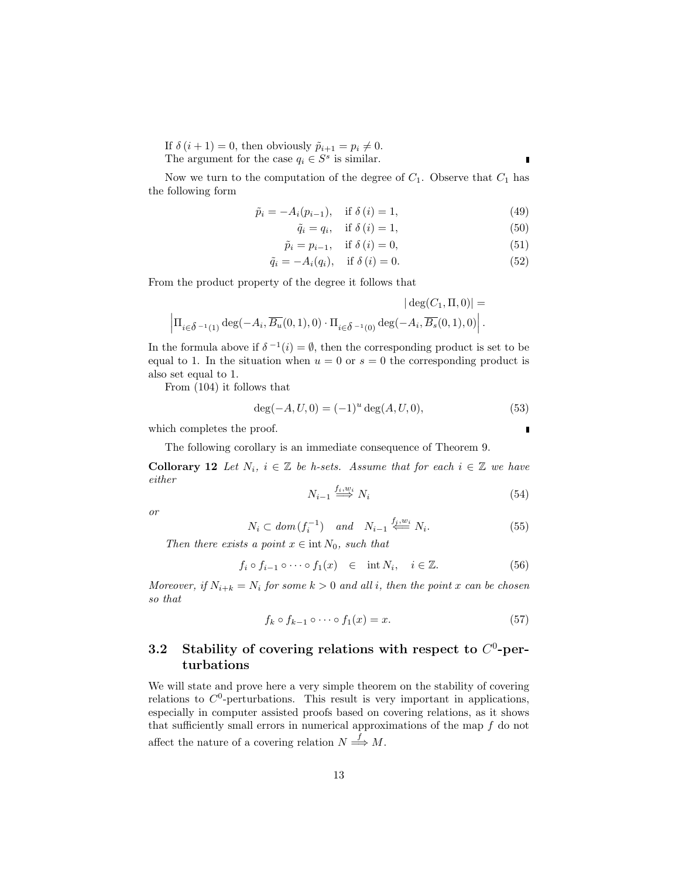If $\delta(i+1) = 0$, then obviously $\tilde{p}_{i+1} = p_i \neq 0$.

The argument for the case $q_i \in S^s$ is similar. ∎

Now we turn to the computation of the degree of $C_1$. Observe that $C_1$ has the following form

$$\tilde{p}_i = -A_i(p_{i-1}), \quad \text{if } \delta(i) = 1, \tag{49}$$

$$\tilde{q}_i = q_i, \quad \text{if } \delta(i) = 1, \tag{50}$$

$$\tilde{p}_i = p_{i-1}, \quad \text{if } \delta(i) = 0, \tag{51}$$

$$\tilde{q}_i = -A_i(q_i), \quad \text{if } \delta(i) = 0. \tag{52}$$

From the product property of the degree it follows that

$$|\deg(C_1, \Pi, 0)| = \left| \Pi_{i \in \delta^{-1}(1)} \deg(-A_i, \overline{B_u}(0,1), 0) \cdot \Pi_{i \in \delta^{-1}(0)} \deg(-A_i, \overline{B_s}(0,1), 0) \right|.$$

In the formula above if $\delta^{-1}(i) = \emptyset$, then the corresponding product is set to be equal to 1. In the situation when $u = 0$ or $s = 0$ the corresponding product is also set equal to 1.

From (104) it follows that

$$\deg(-A, U, 0) = (-1)^u \deg(A, U, 0), \tag{53}$$

which completes the proof. ∎

The following corollary is an immediate consequence of Theorem 9.

**Collorary 12** *Let $N_i$, $i \in \mathbb{Z}$ be h-sets. Assume that for each $i \in \mathbb{Z}$ we have either*

$$N_{i-1} \overset{f_i, w_i}{\Longrightarrow} N_i \tag{54}$$

*or*

$$N_i \subset \mathit{dom}\,(f_i^{-1}) \quad \mathit{and} \quad N_{i-1} \overset{f_j, w_i}{\Longleftarrow} N_i. \tag{55}$$

*Then there exists a point $x \in \operatorname{int} N_0$, such that*

$$f_i \circ f_{i-1} \circ \cdots \circ f_1(x) \quad \in \quad \operatorname{int} N_i, \quad i \in \mathbb{Z}. \tag{56}$$

*Moreover, if $N_{i+k} = N_i$ for some $k > 0$ and all $i$, then the point $x$ can be chosen so that*

$$f_k \circ f_{k-1} \circ \cdots \circ f_1(x) = x. \tag{57}$$

## 3.2 Stability of covering relations with respect to $C^0$-perturbations

We will state and prove here a very simple theorem on the stability of covering relations to $C^0$-perturbations. This result is very important in applications, especially in computer assisted proofs based on covering relations, as it shows that sufficiently small errors in numerical approximations of the map $f$ do not affect the nature of a covering relation $N \overset{f}{\Longrightarrow} M$.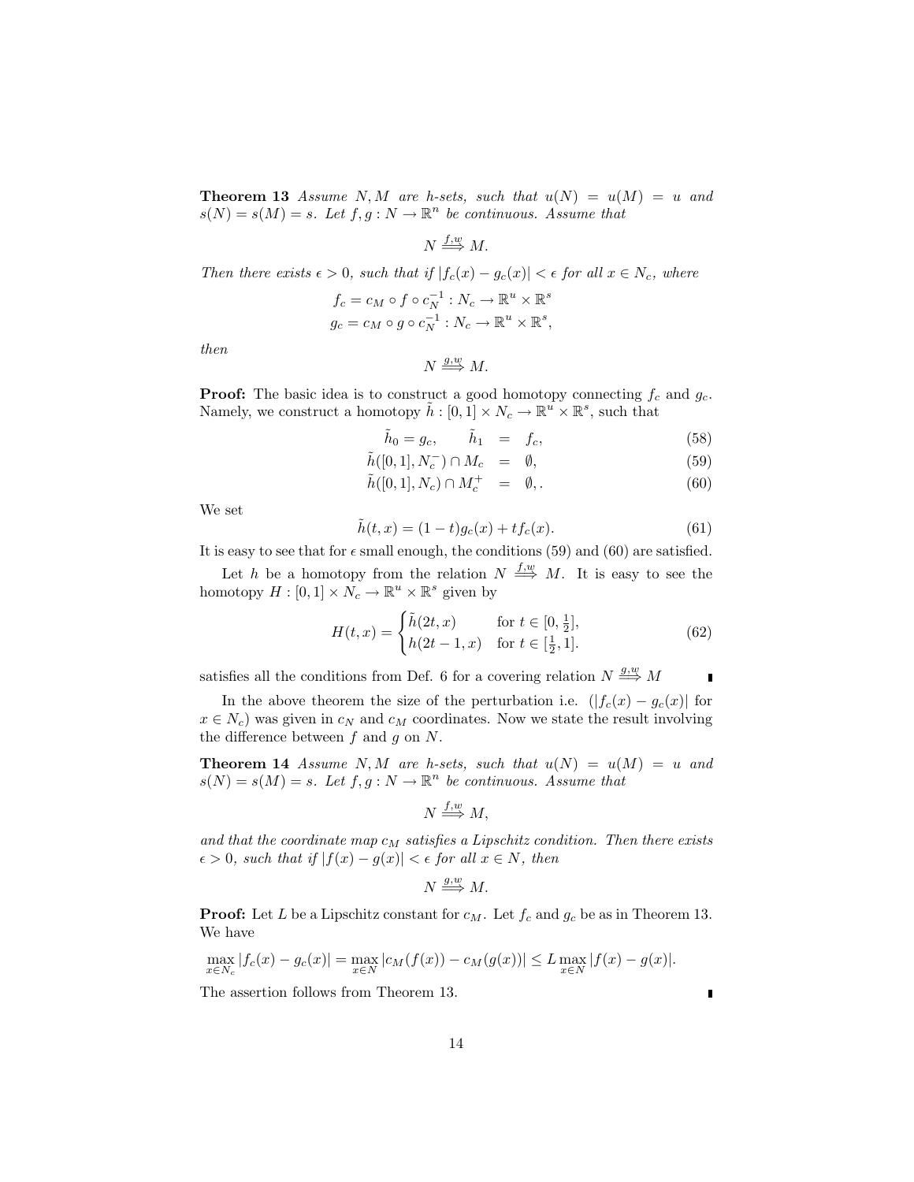**Theorem 13** *Assume $N, M$ are h-sets, such that $u(N) = u(M) = u$ and $s(N) = s(M) = s$. Let $f, g : N \to \mathbb{R}^n$ be continuous. Assume that*

$$N \stackrel{f,w}{\Longrightarrow} M.$$

*Then there exists $\epsilon > 0$, such that if $|f_c(x) - g_c(x)| < \epsilon$ for all $x \in N_c$, where*

$$f_c = c_M \circ f \circ c_N^{-1} : N_c \to \mathbb{R}^u \times \mathbb{R}^s$$
$$g_c = c_M \circ g \circ c_N^{-1} : N_c \to \mathbb{R}^u \times \mathbb{R}^s,$$

*then*

$$N \stackrel{g,w}{\Longrightarrow} M.$$

**Proof:** The basic idea is to construct a good homotopy connecting $f_c$ and $g_c$. Namely, we construct a homotopy $\tilde{h} : [0, 1] \times N_c \to \mathbb{R}^u \times \mathbb{R}^s$, such that

$$\tilde{h}_0 = g_c, \qquad \tilde{h}_1 = f_c, \tag{58}$$
$$\tilde{h}([0, 1], N_c^-) \cap M_c = \emptyset, \tag{59}$$
$$\tilde{h}([0, 1], N_c) \cap M_c^+ = \emptyset, . \tag{60}$$

We set

$$\tilde{h}(t, x) = (1 - t)g_c(x) + tf_c(x). \tag{61}$$

It is easy to see that for $\epsilon$ small enough, the conditions (59) and (60) are satisfied.

Let $h$ be a homotopy from the relation $N \stackrel{f,w}{\Longrightarrow} M$. It is easy to see the homotopy $H : [0, 1] \times N_c \to \mathbb{R}^u \times \mathbb{R}^s$ given by

$$H(t, x) = \begin{cases} \tilde{h}(2t, x) & \text{for } t \in [0, \frac{1}{2}], \\ h(2t - 1, x) & \text{for } t \in [\frac{1}{2}, 1]. \end{cases} \tag{62}$$

satisfies all the conditions from Def. 6 for a covering relation $N \stackrel{g,w}{\Longrightarrow} M$ ∎

In the above theorem the size of the perturbation i.e. ($|f_c(x) - g_c(x)|$ for $x \in N_c$) was given in $c_N$ and $c_M$ coordinates. Now we state the result involving the difference between $f$ and $g$ on $N$.

**Theorem 14** *Assume $N, M$ are h-sets, such that $u(N) = u(M) = u$ and $s(N) = s(M) = s$. Let $f, g : N \to \mathbb{R}^n$ be continuous. Assume that*

$$N \stackrel{f,w}{\Longrightarrow} M,$$

*and that the coordinate map $c_M$ satisfies a Lipschitz condition. Then there exists $\epsilon > 0$, such that if $|f(x) - g(x)| < \epsilon$ for all $x \in N$, then*

$$N \stackrel{g,w}{\Longrightarrow} M.$$

**Proof:** Let $L$ be a Lipschitz constant for $c_M$. Let $f_c$ and $g_c$ be as in Theorem 13. We have

$$\max_{x \in N_c} |f_c(x) - g_c(x)| = \max_{x \in N} |c_M(f(x)) - c_M(g(x))| \leq L \max_{x \in N} |f(x) - g(x)|.$$

The assertion follows from Theorem 13. ∎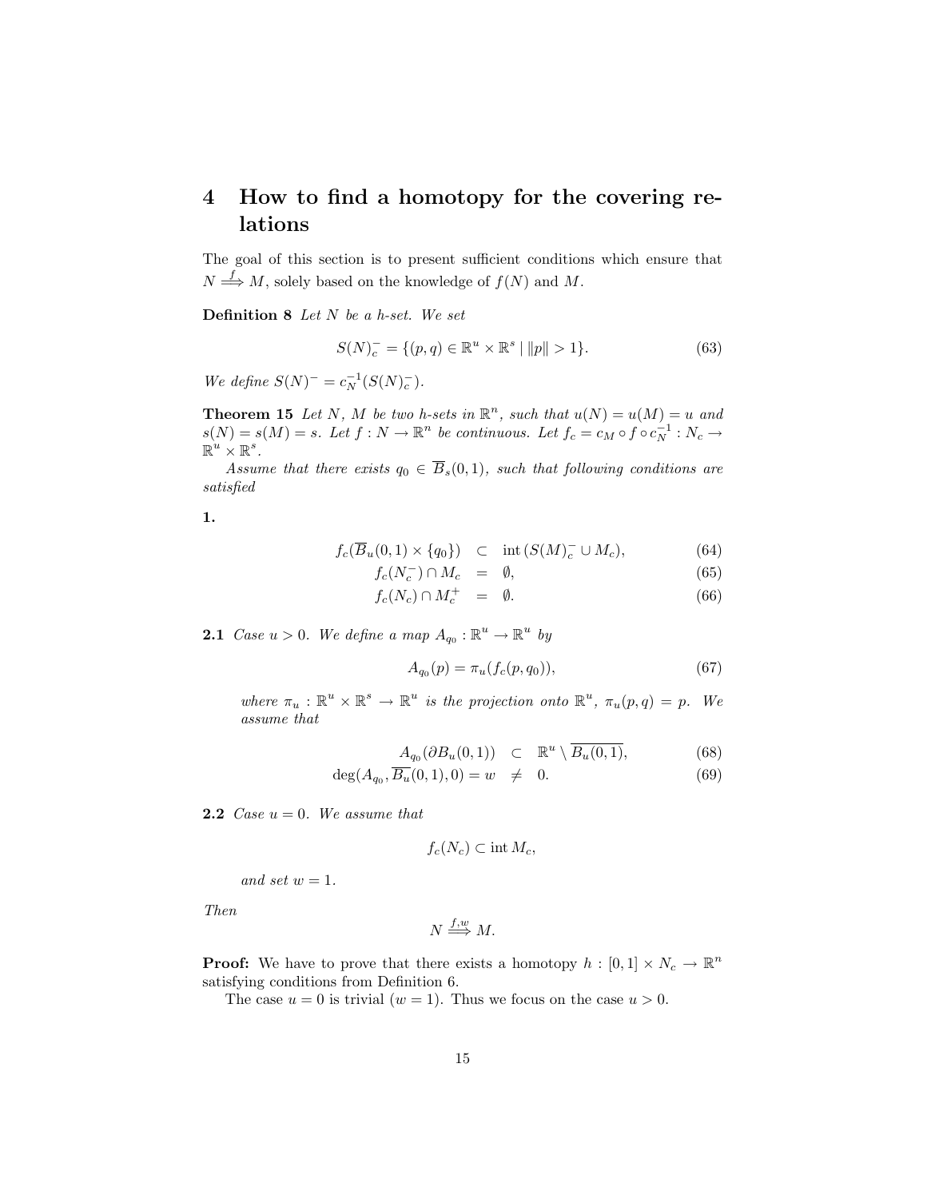# 4 How to find a homotopy for the covering relations

The goal of this section is to present sufficient conditions which ensure that $N \overset{f}{\Longrightarrow} M$, solely based on the knowledge of $f(N)$ and $M$.

**Definition 8** *Let $N$ be a h-set. We set*

$$S(N)_c^- = \{(p,q) \in \mathbb{R}^u \times \mathbb{R}^s \mid \|p\| > 1\}. \tag{63}$$

*We define $S(N)^- = c_N^{-1}(S(N)_c^-)$.*

**Theorem 15** *Let $N$, $M$ be two h-sets in $\mathbb{R}^n$, such that $u(N) = u(M) = u$ and $s(N) = s(M) = s$. Let $f : N \to \mathbb{R}^n$ be continuous. Let $f_c = c_M \circ f \circ c_N^{-1} : N_c \to \mathbb{R}^u \times \mathbb{R}^s$.*

*Assume that there exists $q_0 \in \overline{B}_s(0,1)$, such that following conditions are satisfied*

**1.**

$$f_c(\overline{B}_u(0,1) \times \{q_0\}) \quad \subset \quad \operatorname{int}(S(M)_c^- \cup M_c), \tag{64}$$

$$f_c(N_c^-) \cap M_c \quad = \quad \emptyset, \tag{65}$$

$$f_c(N_c) \cap M_c^+ \quad = \quad \emptyset. \tag{66}$$

**2.1** *Case $u > 0$. We define a map $A_{q_0} : \mathbb{R}^u \to \mathbb{R}^u$ by*

$$A_{q_0}(p) = \pi_u(f_c(p, q_0)), \tag{67}$$

*where $\pi_u : \mathbb{R}^u \times \mathbb{R}^s \to \mathbb{R}^u$ is the projection onto $\mathbb{R}^u$, $\pi_u(p,q) = p$. We assume that*

$$A_{q_0}(\partial B_u(0,1)) \quad \subset \quad \mathbb{R}^u \setminus \overline{B_u(0,1)}, \tag{68}$$

$$\deg(A_{q_0}, \overline{B_u}(0,1), 0) = w \quad \neq \quad 0. \tag{69}$$

**2.2** *Case $u = 0$. We assume that*

$$f_c(N_c) \subset \operatorname{int} M_c,$$

*and set $w = 1$.*

*Then*

$$N \overset{f,w}{\Longrightarrow} M.$$

**Proof:** We have to prove that there exists a homotopy $h : [0,1] \times N_c \to \mathbb{R}^n$ satisfying conditions from Definition 6.

The case $u = 0$ is trivial ($w = 1$). Thus we focus on the case $u > 0$.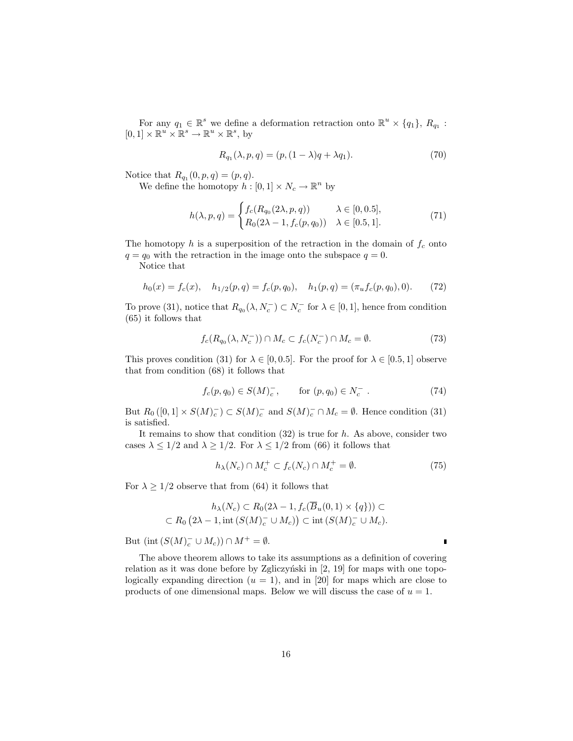For any $q_1 \in \mathbb{R}^s$ we define a deformation retraction onto $\mathbb{R}^u \times \{q_1\}$, $R_{q_1} : [0,1] \times \mathbb{R}^u \times \mathbb{R}^s \to \mathbb{R}^u \times \mathbb{R}^s$, by

$$R_{q_1}(\lambda, p, q) = (p, (1-\lambda)q + \lambda q_1). \tag{70}$$

Notice that $R_{q_1}(0, p, q) = (p, q)$.

We define the homotopy $h : [0,1] \times N_c \to \mathbb{R}^n$ by

$$h(\lambda, p, q) = \begin{cases} f_c(R_{q_0}(2\lambda, p, q)) & \lambda \in [0, 0.5], \\ R_0(2\lambda - 1, f_c(p, q_0)) & \lambda \in [0.5, 1]. \end{cases} \tag{71}$$

The homotopy $h$ is a superposition of the retraction in the domain of $f_c$ onto $q = q_0$ with the retraction in the image onto the subspace $q = 0$.

Notice that

$$h_0(x) = f_c(x), \quad h_{1/2}(p, q) = f_c(p, q_0), \quad h_1(p, q) = (\pi_u f_c(p, q_0), 0). \tag{72}$$

To prove (31), notice that $R_{q_0}(\lambda, N_c^-) \subset N_c^-$ for $\lambda \in [0,1]$, hence from condition (65) it follows that

$$f_c(R_{q_0}(\lambda, N_c^-)) \cap M_c \subset f_c(N_c^-) \cap M_c = \emptyset. \tag{73}$$

This proves condition (31) for $\lambda \in [0, 0.5]$. For the proof for $\lambda \in [0.5, 1]$ observe that from condition (68) it follows that

$$f_c(p, q_0) \in S(M)_c^-, \qquad \text{for } (p, q_0) \in N_c^- \ . \tag{74}$$

But $R_0([0,1] \times S(M)_c^-) \subset S(M)_c^-$ and $S(M)_c^- \cap M_c = \emptyset$. Hence condition (31) is satisfied.

It remains to show that condition (32) is true for $h$. As above, consider two cases $\lambda \leq 1/2$ and $\lambda \geq 1/2$. For $\lambda \leq 1/2$ from (66) it follows that

$$h_\lambda(N_c) \cap M_c^+ \subset f_c(N_c) \cap M_c^+ = \emptyset. \tag{75}$$

For $\lambda \geq 1/2$ observe that from (64) it follows that

$$\begin{gathered} h_\lambda(N_c) \subset R_0(2\lambda - 1, f_c(\overline{B}_u(0,1) \times \{q\})) \subset \\ \subset R_0\left(2\lambda - 1, \operatorname{int}(S(M)_c^- \cup M_c)\right) \subset \operatorname{int}(S(M)_c^- \cup M_c). \end{gathered}$$

But $(\operatorname{int}(S(M)_c^- \cup M_c)) \cap M^+ = \emptyset$. ∎

The above theorem allows to take its assumptions as a definition of covering relation as it was done before by Zgliczyński in [2, 19] for maps with one topologically expanding direction ($u = 1$), and in [20] for maps which are close to products of one dimensional maps. Below we will discuss the case of $u = 1$.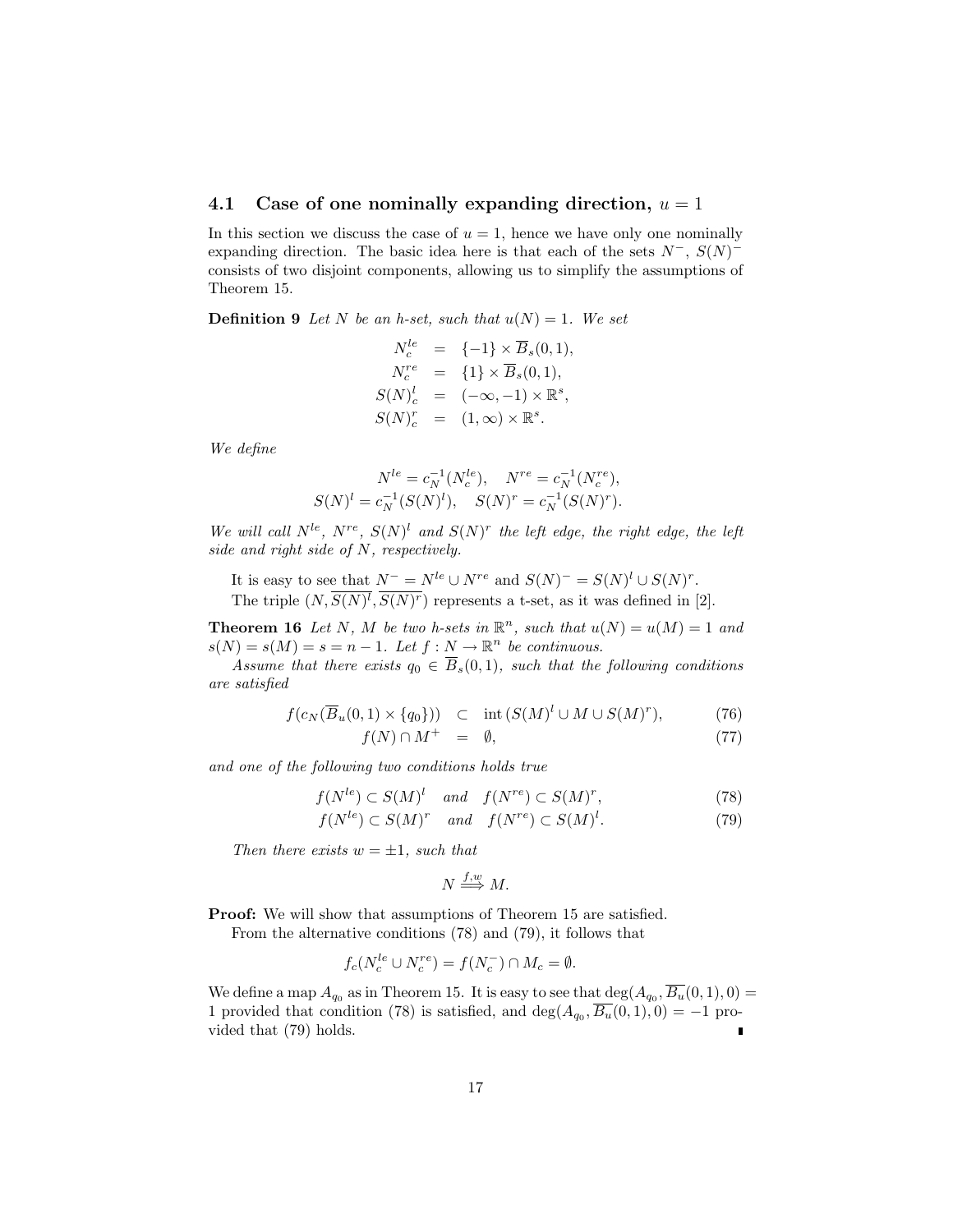### 4.1 Case of one nominally expanding direction, $u = 1$

In this section we discuss the case of $u = 1$, hence we have only one nominally expanding direction. The basic idea here is that each of the sets $N^-$, $S(N)^-$ consists of two disjoint components, allowing us to simplify the assumptions of Theorem 15.

**Definition 9** *Let $N$ be an h-set, such that $u(N) = 1$. We set*

$$
\begin{aligned}
N_c^{le} &= \{-1\} \times \overline{B}_s(0,1), \\
N_c^{re} &= \{1\} \times \overline{B}_s(0,1), \\
S(N)_c^l &= (-\infty, -1) \times \mathbb{R}^s, \\
S(N)_c^r &= (1, \infty) \times \mathbb{R}^s.
\end{aligned}
$$

*We define*

$$
N^{le} = c_N^{-1}(N_c^{le}), \quad N^{re} = c_N^{-1}(N_c^{re}),
$$
$$
S(N)^l = c_N^{-1}(S(N)^l), \quad S(N)^r = c_N^{-1}(S(N)^r).
$$

*We will call $N^{le}$, $N^{re}$, $S(N)^l$ and $S(N)^r$ the left edge, the right edge, the left side and right side of $N$, respectively.*

It is easy to see that $N^- = N^{le} \cup N^{re}$ and $S(N)^- = S(N)^l \cup S(N)^r$.

The triple $(N, \overline{S(N)^l}, \overline{S(N)^r})$ represents a t-set, as it was defined in [2].

**Theorem 16** *Let $N$, $M$ be two h-sets in $\mathbb{R}^n$, such that $u(N) = u(M) = 1$ and $s(N) = s(M) = s = n-1$. Let $f : N \to \mathbb{R}^n$ be continuous.*

*Assume that there exists $q_0 \in \overline{B}_s(0,1)$, such that the following conditions are satisfied*

$$
f(c_N(\overline{B}_u(0,1) \times \{q_0\})) \subset \operatorname{int}(S(M)^l \cup M \cup S(M)^r), \tag{76}
$$
$$
f(N) \cap M^+ = \emptyset, \tag{77}
$$

*and one of the following two conditions holds true*

$$
f(N^{le}) \subset S(M)^l \quad \text{and} \quad f(N^{re}) \subset S(M)^r, \tag{78}
$$
$$
f(N^{le}) \subset S(M)^r \quad \text{and} \quad f(N^{re}) \subset S(M)^l. \tag{79}
$$

*Then there exists $w = \pm 1$, such that*

$$
N \overset{f,w}{\Longrightarrow} M.
$$

**Proof:** We will show that assumptions of Theorem 15 are satisfied.

From the alternative conditions (78) and (79), it follows that

$$
f_c(N_c^{le} \cup N_c^{re}) = f(N_c^-) \cap M_c = \emptyset.
$$

We define a map $A_{q_0}$ as in Theorem 15. It is easy to see that $\deg(A_{q_0}, \overline{B_u}(0,1), 0) = 1$ provided that condition (78) is satisfied, and $\deg(A_{q_0}, \overline{B_u}(0,1), 0) = -1$ provided that (79) holds. ∎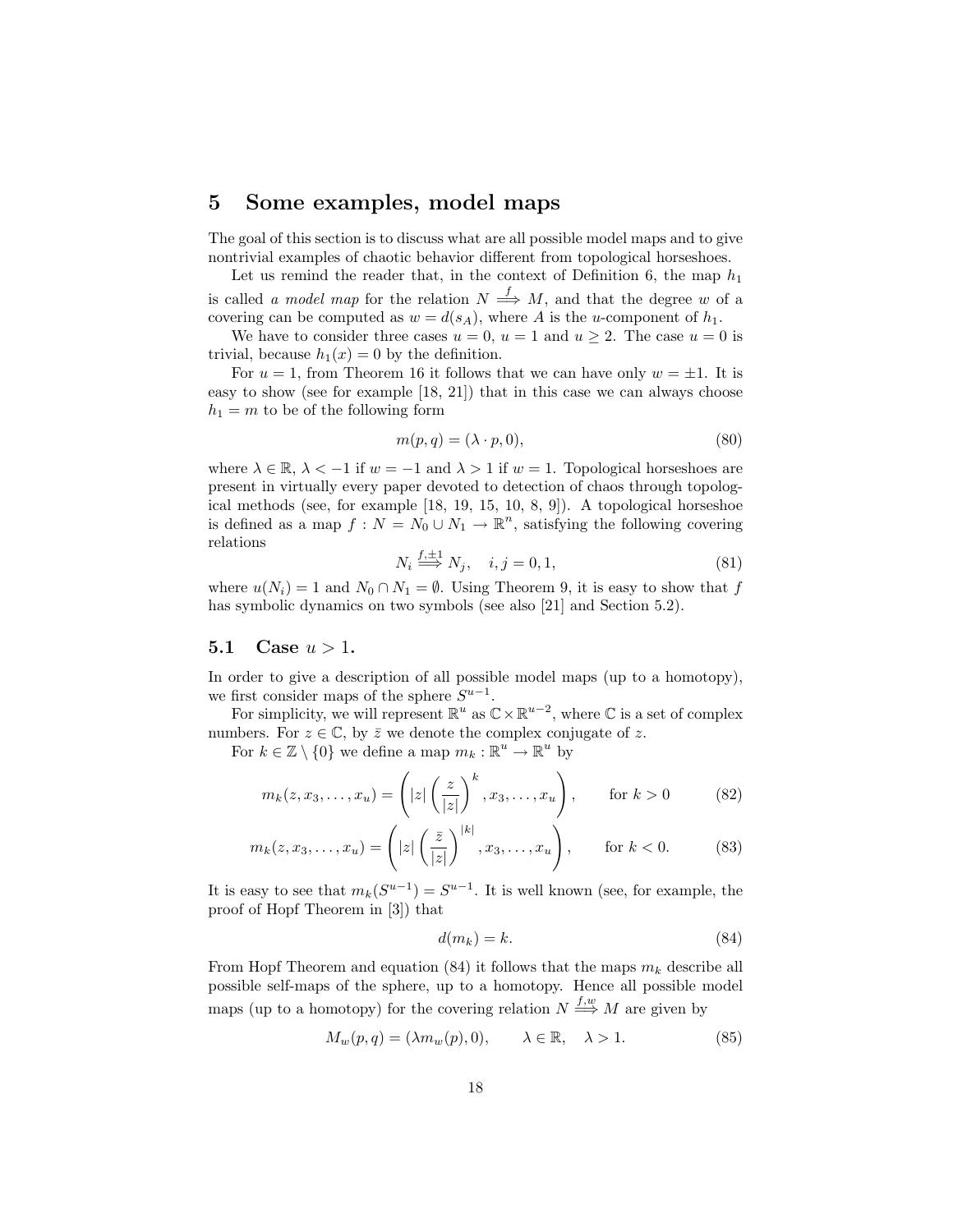# 5 Some examples, model maps

The goal of this section is to discuss what are all possible model maps and to give nontrivial examples of chaotic behavior different from topological horseshoes.

Let us remind the reader that, in the context of Definition 6, the map $h_1$ is called *a model map* for the relation $N \overset{f}{\Longrightarrow} M$, and that the degree $w$ of a covering can be computed as $w = d(s_A)$, where $A$ is the $u$-component of $h_1$.

We have to consider three cases $u = 0$, $u = 1$ and $u \geq 2$. The case $u = 0$ is trivial, because $h_1(x) = 0$ by the definition.

For $u = 1$, from Theorem 16 it follows that we can have only $w = \pm 1$. It is easy to show (see for example [18, 21]) that in this case we can always choose $h_1 = m$ to be of the following form

$$m(p, q) = (\lambda \cdot p, 0), \tag{80}$$

where $\lambda \in \mathbb{R}$, $\lambda < -1$ if $w = -1$ and $\lambda > 1$ if $w = 1$. Topological horseshoes are present in virtually every paper devoted to detection of chaos through topological methods (see, for example [18, 19, 15, 10, 8, 9]). A topological horseshoe is defined as a map $f : N = N_0 \cup N_1 \to \mathbb{R}^n$, satisfying the following covering relations

$$N_i \overset{f, \pm 1}{\Longrightarrow} N_j, \quad i, j = 0, 1, \tag{81}$$

where $u(N_i) = 1$ and $N_0 \cap N_1 = \emptyset$. Using Theorem 9, it is easy to show that $f$ has symbolic dynamics on two symbols (see also [21] and Section 5.2).

## 5.1 Case $u > 1$.

In order to give a description of all possible model maps (up to a homotopy), we first consider maps of the sphere $S^{u-1}$.

For simplicity, we will represent $\mathbb{R}^u$ as $\mathbb{C} \times \mathbb{R}^{u-2}$, where $\mathbb{C}$ is a set of complex numbers. For $z \in \mathbb{C}$, by $\bar{z}$ we denote the complex conjugate of $z$.

For $k \in \mathbb{Z} \setminus \{0\}$ we define a map $m_k : \mathbb{R}^u \to \mathbb{R}^u$ by

$$m_k(z, x_3, \ldots, x_u) = \left( |z| \left( \frac{z}{|z|} \right)^k, x_3, \ldots, x_u \right), \qquad \text{for } k > 0 \tag{82}$$

$$m_k(z, x_3, \ldots, x_u) = \left( |z| \left( \frac{\bar{z}}{|z|} \right)^{|k|}, x_3, \ldots, x_u \right), \qquad \text{for } k < 0. \tag{83}$$

It is easy to see that $m_k(S^{u-1}) = S^{u-1}$. It is well known (see, for example, the proof of Hopf Theorem in [3]) that

$$d(m_k) = k. \tag{84}$$

From Hopf Theorem and equation (84) it follows that the maps $m_k$ describe all possible self-maps of the sphere, up to a homotopy. Hence all possible model maps (up to a homotopy) for the covering relation $N \overset{f,w}{\Longrightarrow} M$ are given by

$$M_w(p, q) = (\lambda m_w(p), 0), \qquad \lambda \in \mathbb{R}, \quad \lambda > 1. \tag{85}$$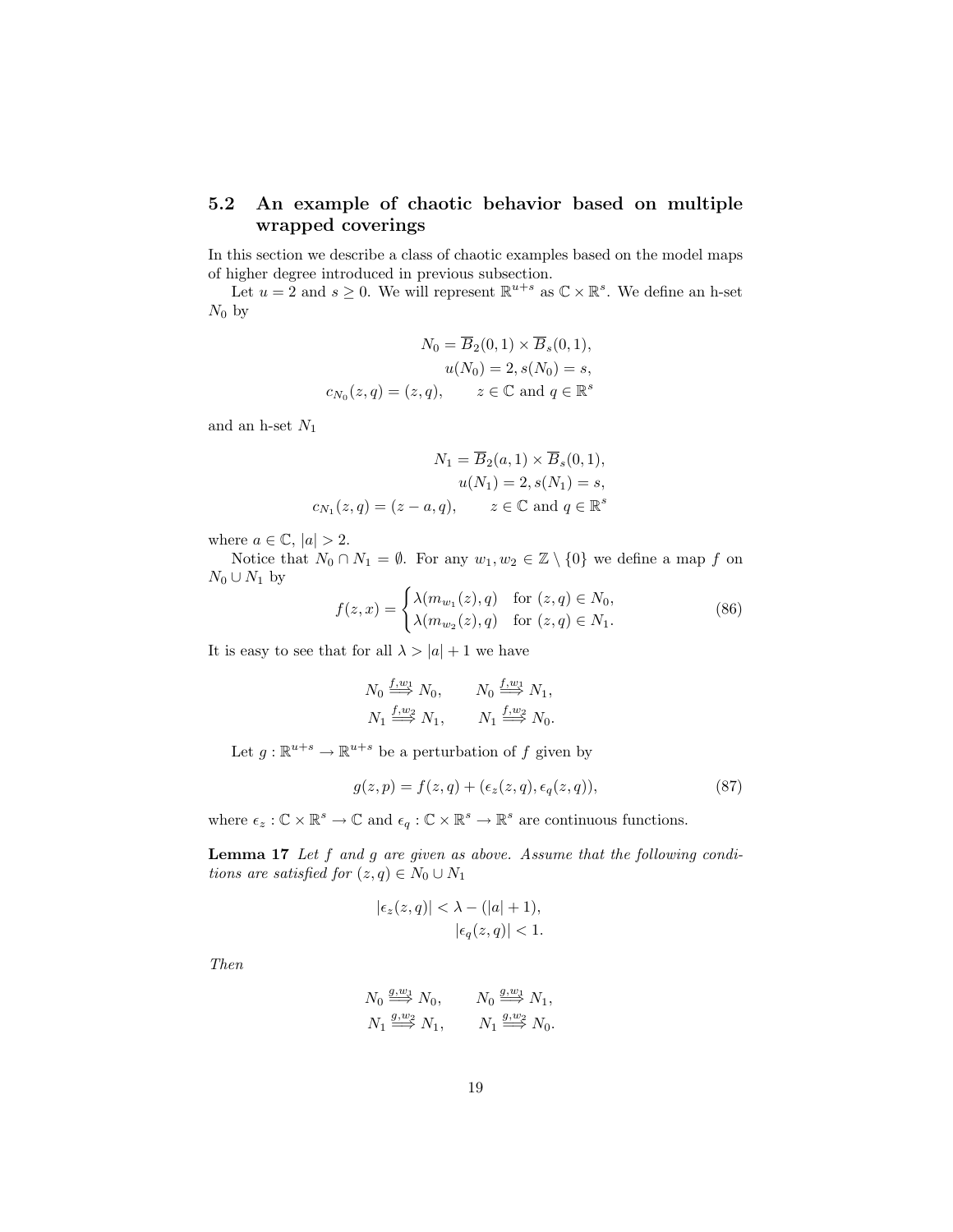## 5.2 An example of chaotic behavior based on multiple wrapped coverings

In this section we describe a class of chaotic examples based on the model maps of higher degree introduced in previous subsection.

Let $u = 2$ and $s \geq 0$. We will represent $\mathbb{R}^{u+s}$ as $\mathbb{C} \times \mathbb{R}^s$. We define an h-set $N_0$ by

$$
\begin{aligned}
N_0 &= \overline{B}_2(0,1) \times \overline{B}_s(0,1), \\
u(N_0) &= 2, s(N_0) = s, \\
c_{N_0}(z,q) &= (z,q), \qquad z \in \mathbb{C} \text{ and } q \in \mathbb{R}^s
\end{aligned}
$$

and an h-set $N_1$

$$
\begin{aligned}
N_1 &= \overline{B}_2(a,1) \times \overline{B}_s(0,1), \\
u(N_1) &= 2, s(N_1) = s, \\
c_{N_1}(z,q) &= (z-a,q), \qquad z \in \mathbb{C} \text{ and } q \in \mathbb{R}^s
\end{aligned}
$$

where $a \in \mathbb{C}$, $|a| > 2$.

Notice that $N_0 \cap N_1 = \emptyset$. For any $w_1, w_2 \in \mathbb{Z} \setminus \{0\}$ we define a map $f$ on $N_0 \cup N_1$ by

$$
f(z,x) = \begin{cases} \lambda(m_{w_1}(z), q) & \text{for } (z,q) \in N_0, \\ \lambda(m_{w_2}(z), q) & \text{for } (z,q) \in N_1. \end{cases} \tag{86}
$$

It is easy to see that for all $\lambda > |a| + 1$ we have

$$
\begin{aligned}
N_0 &\overset{f,w_1}{\Longrightarrow} N_0, \qquad N_0 \overset{f,w_1}{\Longrightarrow} N_1, \\
N_1 &\overset{f,w_2}{\Longrightarrow} N_1, \qquad N_1 \overset{f,w_2}{\Longrightarrow} N_0.
\end{aligned}
$$

Let $g : \mathbb{R}^{u+s} \to \mathbb{R}^{u+s}$ be a perturbation of $f$ given by

$$
g(z,p) = f(z,q) + (\epsilon_z(z,q), \epsilon_q(z,q)), \tag{87}
$$

where $\epsilon_z : \mathbb{C} \times \mathbb{R}^s \to \mathbb{C}$ and $\epsilon_q : \mathbb{C} \times \mathbb{R}^s \to \mathbb{R}^s$ are continuous functions.

**Lemma 17** *Let $f$ and $g$ are given as above. Assume that the following conditions are satisfied for $(z,q) \in N_0 \cup N_1$*

$$
\begin{aligned}
|\epsilon_z(z,q)| &< \lambda - (|a| + 1), \\
|\epsilon_q(z,q)| &< 1.
\end{aligned}
$$

*Then*

$$
\begin{aligned}
N_0 &\overset{g,w_1}{\Longrightarrow} N_0, \qquad N_0 \overset{g,w_1}{\Longrightarrow} N_1, \\
N_1 &\overset{g,w_2}{\Longrightarrow} N_1, \qquad N_1 \overset{g,w_2}{\Longrightarrow} N_0.
\end{aligned}
$$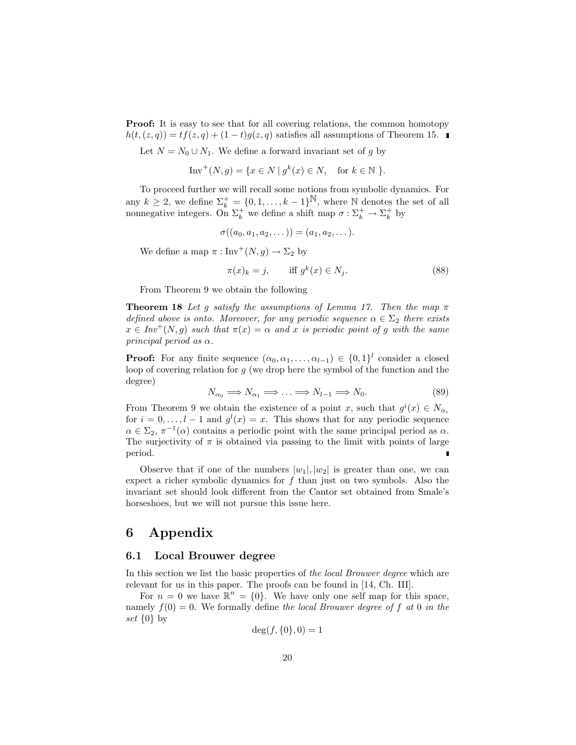**Proof:** It is easy to see that for all covering relations, the common homotopy $h(t,(z,q)) = tf(z,q) + (1-t)g(z,q)$ satisfies all assumptions of Theorem 15. ∎

Let $N = N_0 \cup N_1$. We define a forward invariant set of $g$ by

$$\mathrm{Inv}^+(N,g) = \{x \in N \mid g^k(x) \in N, \quad \text{for } k \in \mathbb{N} \ \}.$$

To proceed further we will recall some notions from symbolic dynamics. For any $k \geq 2$, we define $\Sigma_k^+ = \{0,1,\ldots,k-1\}^{\mathbb{N}}$, where $\mathbb{N}$ denotes the set of all nonnegative integers. On $\Sigma_k^+$ we define a shift map $\sigma : \Sigma_k^+ \to \Sigma_k^+$ by

$$\sigma((a_0,a_1,a_2,\ldots)) = (a_1,a_2,\ldots).$$

We define a map $\pi : \mathrm{Inv}^+(N,g) \to \Sigma_2$ by

$$\pi(x)_k = j, \qquad \text{iff } g^k(x) \in N_j. \tag{88}$$

From Theorem 9 we obtain the following

**Theorem 18** *Let $g$ satisfy the assumptions of Lemma 17. Then the map $\pi$ defined above is onto. Moreover, for any periodic sequence $\alpha \in \Sigma_2$ there exists $x \in Inv^+(N,g)$ such that $\pi(x) = \alpha$ and $x$ is periodic point of $g$ with the same principal period as $\alpha$.*

**Proof:** For any finite sequence $(\alpha_0,\alpha_1,\ldots,\alpha_{l-1}) \in \{0,1\}^l$ consider a closed loop of covering relation for $g$ (we drop here the symbol of the function and the degree)

$$N_{\alpha_0} \Longrightarrow N_{\alpha_1} \Longrightarrow \ldots \Longrightarrow N_{l-1} \Longrightarrow N_0. \tag{89}$$

From Theorem 9 we obtain the existence of a point $x$, such that $g^i(x) \in N_{\alpha_i}$ for $i = 0,\ldots,l-1$ and $g^l(x) = x$. This shows that for any periodic sequence $\alpha \in \Sigma_2$, $\pi^{-1}(\alpha)$ contains a periodic point with the same principal period as $\alpha$. The surjectivity of $\pi$ is obtained via passing to the limit with points of large period. ∎

Observe that if one of the numbers $|w_1|,|w_2|$ is greater than one, we can expect a richer symbolic dynamics for $f$ than just on two symbols. Also the invariant set should look different from the Cantor set obtained from Smale's horseshoes, but we will not pursue this issue here.

# 6 Appendix

## 6.1 Local Brouwer degree

In this section we list the basic properties of *the local Brouwer degree* which are relevant for us in this paper. The proofs can be found in [14, Ch. III].

For $n = 0$ we have $\mathbb{R}^n = \{0\}$. We have only one self map for this space, namely $f(0) = 0$. We formally define *the local Brouwer degree of $f$ at* 0 *in the set* $\{0\}$ by

$$\deg(f,\{0\},0) = 1$$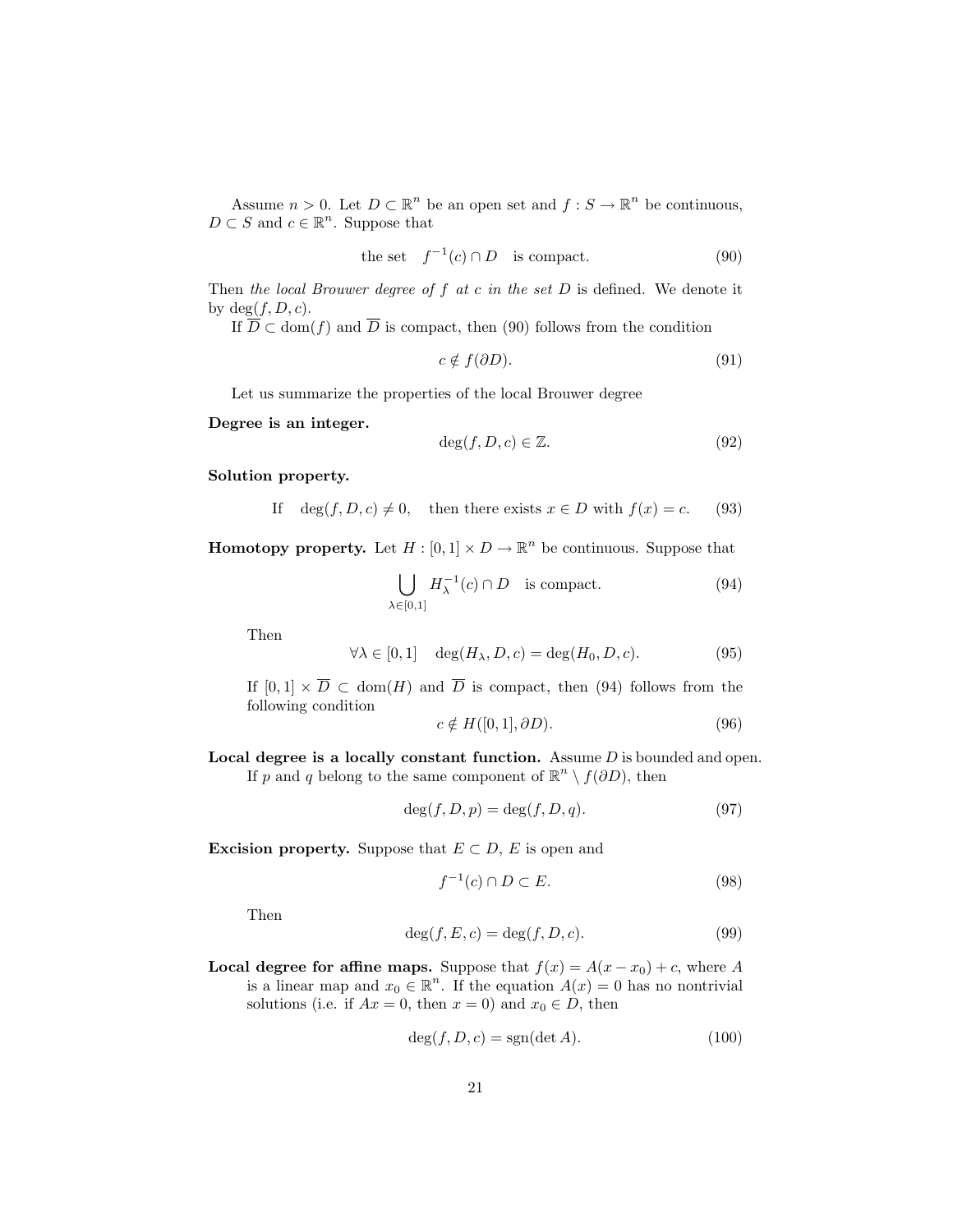Assume $n > 0$. Let $D \subset \mathbb{R}^n$ be an open set and $f : S \to \mathbb{R}^n$ be continuous, $D \subset S$ and $c \in \mathbb{R}^n$. Suppose that

$$\text{the set} \quad f^{-1}(c) \cap D \quad \text{is compact.} \tag{90}$$

Then *the local Brouwer degree of $f$ at $c$ in the set $D$* is defined. We denote it by $\deg(f, D, c)$.

If $\overline{D} \subset \mathrm{dom}(f)$ and $\overline{D}$ is compact, then (90) follows from the condition

$$c \notin f(\partial D). \tag{91}$$

Let us summarize the properties of the local Brouwer degree

**Degree is an integer.**

$$\deg(f, D, c) \in \mathbb{Z}. \tag{92}$$

**Solution property.**

$$\text{If} \quad \deg(f, D, c) \neq 0, \quad \text{then there exists } x \in D \text{ with } f(x) = c. \tag{93}$$

**Homotopy property.** Let $H : [0, 1] \times D \to \mathbb{R}^n$ be continuous. Suppose that

$$\bigcup_{\lambda \in [0,1]} H_\lambda^{-1}(c) \cap D \quad \text{is compact.} \tag{94}$$

Then

$$\forall \lambda \in [0, 1] \quad \deg(H_\lambda, D, c) = \deg(H_0, D, c). \tag{95}$$

If $[0, 1] \times \overline{D} \subset \mathrm{dom}(H)$ and $\overline{D}$ is compact, then (94) follows from the following condition

$$c \notin H([0, 1], \partial D). \tag{96}$$

**Local degree is a locally constant function.** Assume $D$ is bounded and open. If $p$ and $q$ belong to the same component of $\mathbb{R}^n \setminus f(\partial D)$, then

$$\deg(f, D, p) = \deg(f, D, q). \tag{97}$$

**Excision property.** Suppose that $E \subset D$, $E$ is open and

$$f^{-1}(c) \cap D \subset E. \tag{98}$$

Then

$$\deg(f, E, c) = \deg(f, D, c). \tag{99}$$

**Local degree for affine maps.** Suppose that $f(x) = A(x - x_0) + c$, where $A$ is a linear map and $x_0 \in \mathbb{R}^n$. If the equation $A(x) = 0$ has no nontrivial solutions (i.e. if $Ax = 0$, then $x = 0$) and $x_0 \in D$, then

$$\deg(f, D, c) = \mathrm{sgn}(\det A). \tag{100}$$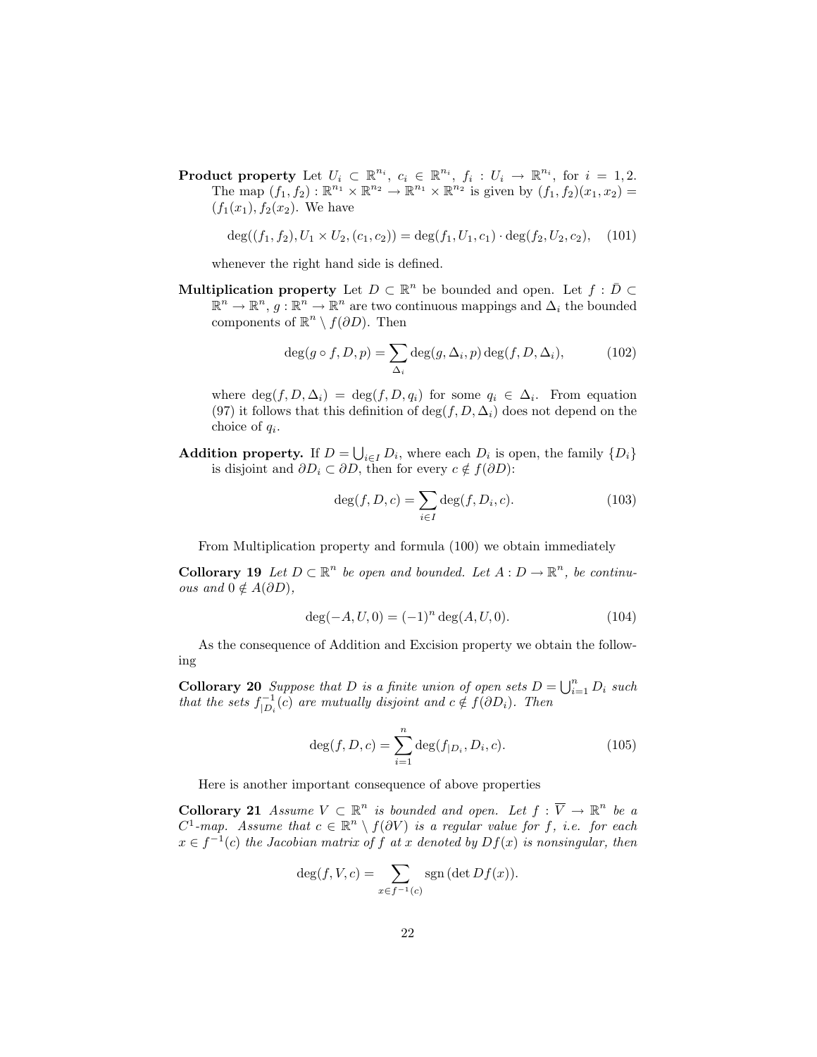**Product property** Let $U_i \subset \mathbb{R}^{n_i}$, $c_i \in \mathbb{R}^{n_i}$, $f_i : U_i \to \mathbb{R}^{n_i}$, for $i = 1, 2$. The map $(f_1, f_2) : \mathbb{R}^{n_1} \times \mathbb{R}^{n_2} \to \mathbb{R}^{n_1} \times \mathbb{R}^{n_2}$ is given by $(f_1, f_2)(x_1, x_2) = (f_1(x_1), f_2(x_2))$. We have

$$\deg((f_1, f_2), U_1 \times U_2, (c_1, c_2)) = \deg(f_1, U_1, c_1) \cdot \deg(f_2, U_2, c_2), \quad (101)$$

whenever the right hand side is defined.

**Multiplication property** Let $D \subset \mathbb{R}^n$ be bounded and open. Let $f : \bar{D} \subset \mathbb{R}^n \to \mathbb{R}^n$, $g : \mathbb{R}^n \to \mathbb{R}^n$ are two continuous mappings and $\Delta_i$ the bounded components of $\mathbb{R}^n \setminus f(\partial D)$. Then

$$\deg(g \circ f, D, p) = \sum_{\Delta_i} \deg(g, \Delta_i, p) \deg(f, D, \Delta_i), \quad (102)$$

where $\deg(f, D, \Delta_i) = \deg(f, D, q_i)$ for some $q_i \in \Delta_i$. From equation (97) it follows that this definition of $\deg(f, D, \Delta_i)$ does not depend on the choice of $q_i$.

**Addition property.** If $D = \bigcup_{i \in I} D_i$, where each $D_i$ is open, the family $\{D_i\}$ is disjoint and $\partial D_i \subset \partial D$, then for every $c \notin f(\partial D)$:

$$\deg(f, D, c) = \sum_{i \in I} \deg(f, D_i, c). \quad (103)$$

From Multiplication property and formula (100) we obtain immediately

**Collorary 19** *Let $D \subset \mathbb{R}^n$ be open and bounded. Let $A : D \to \mathbb{R}^n$, be continuous and $0 \notin A(\partial D)$,*

$$\deg(-A, U, 0) = (-1)^n \deg(A, U, 0). \quad (104)$$

As the consequence of Addition and Excision property we obtain the following

**Collorary 20** *Suppose that $D$ is a finite union of open sets $D = \bigcup_{i=1}^n D_i$ such that the sets $f_{|D_i}^{-1}(c)$ are mutually disjoint and $c \notin f(\partial D_i)$. Then*

$$\deg(f, D, c) = \sum_{i=1}^{n} \deg(f_{|D_i}, D_i, c). \quad (105)$$

Here is another important consequence of above properties

**Collorary 21** *Assume $V \subset \mathbb{R}^n$ is bounded and open. Let $f : \overline{V} \to \mathbb{R}^n$ be a $C^1$-map. Assume that $c \in \mathbb{R}^n \setminus f(\partial V)$ is a regular value for $f$, i.e. for each $x \in f^{-1}(c)$ the Jacobian matrix of $f$ at $x$ denoted by $Df(x)$ is nonsingular, then*

$$\deg(f, V, c) = \sum_{x \in f^{-1}(c)} \operatorname{sgn}(\det Df(x)).$$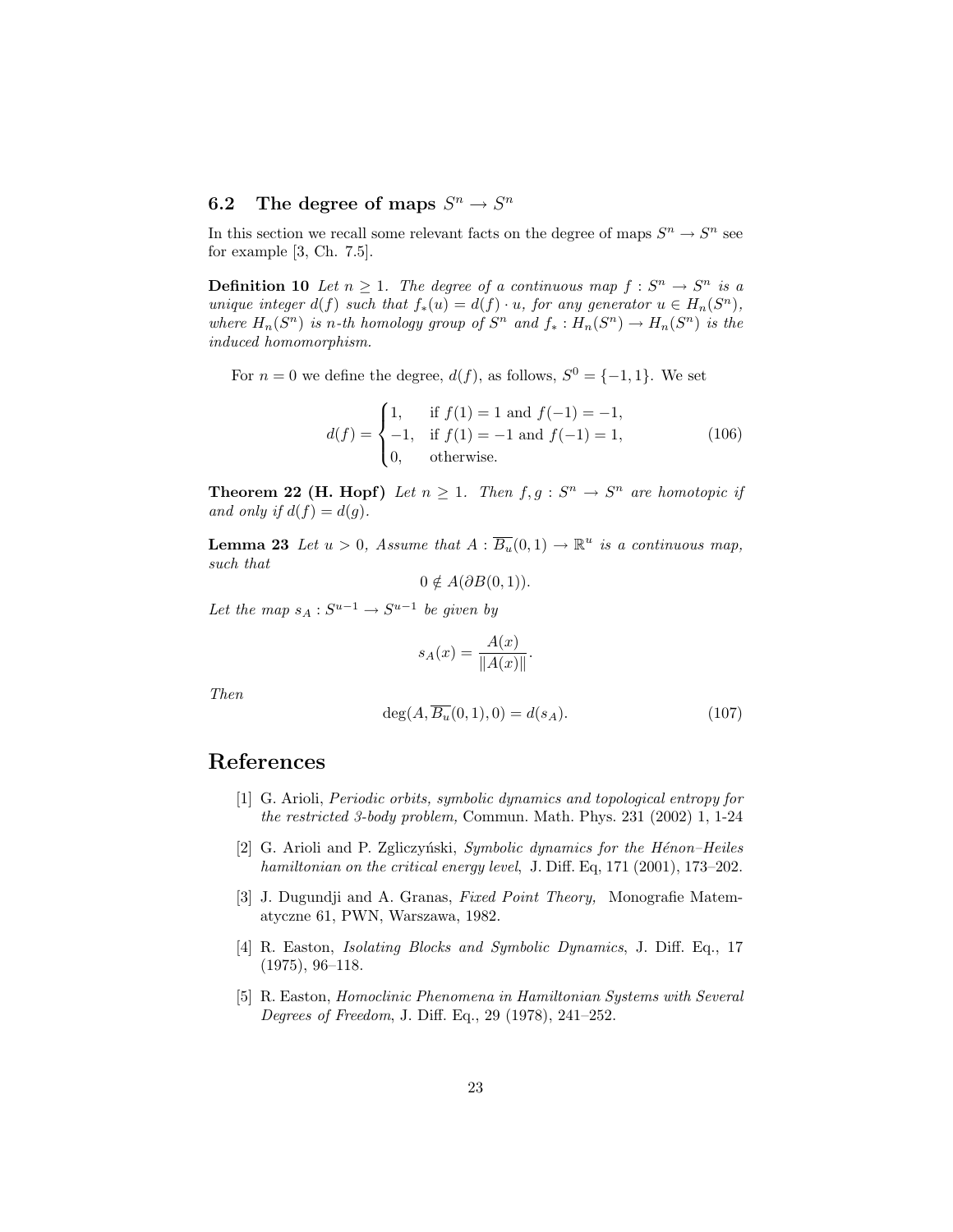### 6.2 The degree of maps $S^n \to S^n$

In this section we recall some relevant facts on the degree of maps $S^n \to S^n$ see for example [3, Ch. 7.5].

**Definition 10** *Let $n \geq 1$. The degree of a continuous map $f : S^n \to S^n$ is a unique integer $d(f)$ such that $f_*(u) = d(f) \cdot u$, for any generator $u \in H_n(S^n)$, where $H_n(S^n)$ is n-th homology group of $S^n$ and $f_* : H_n(S^n) \to H_n(S^n)$ is the induced homomorphism.*

For $n = 0$ we define the degree, $d(f)$, as follows, $S^0 = \{-1, 1\}$. We set

$$d(f) = \begin{cases} 1, & \text{if } f(1) = 1 \text{ and } f(-1) = -1, \\ -1, & \text{if } f(1) = -1 \text{ and } f(-1) = 1, \\ 0, & \text{otherwise.} \end{cases} \tag{106}$$

**Theorem 22 (H. Hopf)** *Let $n \geq 1$. Then $f, g : S^n \to S^n$ are homotopic if and only if $d(f) = d(g)$.*

**Lemma 23** *Let $u > 0$, Assume that $A : \overline{B_u}(0, 1) \to \mathbb{R}^u$ is a continuous map, such that*

$$0 \notin A(\partial B(0, 1)).$$

*Let the map $s_A : S^{u-1} \to S^{u-1}$ be given by*

$$s_A(x) = \frac{A(x)}{\|A(x)\|}.$$

*Then*

$$\deg(A, \overline{B_u}(0, 1), 0) = d(s_A). \tag{107}$$

## References

[1] G. Arioli, *Periodic orbits, symbolic dynamics and topological entropy for the restricted 3-body problem,* Commun. Math. Phys. 231 (2002) 1, 1-24

[2] G. Arioli and P. Zgliczyński, *Symbolic dynamics for the Hénon–Heiles hamiltonian on the critical energy level*, J. Diff. Eq, 171 (2001), 173–202.

[3] J. Dugundji and A. Granas, *Fixed Point Theory,* Monografie Matematyczne 61, PWN, Warszawa, 1982.

[4] R. Easton, *Isolating Blocks and Symbolic Dynamics*, J. Diff. Eq., 17 (1975), 96–118.

[5] R. Easton, *Homoclinic Phenomena in Hamiltonian Systems with Several Degrees of Freedom*, J. Diff. Eq., 29 (1978), 241–252.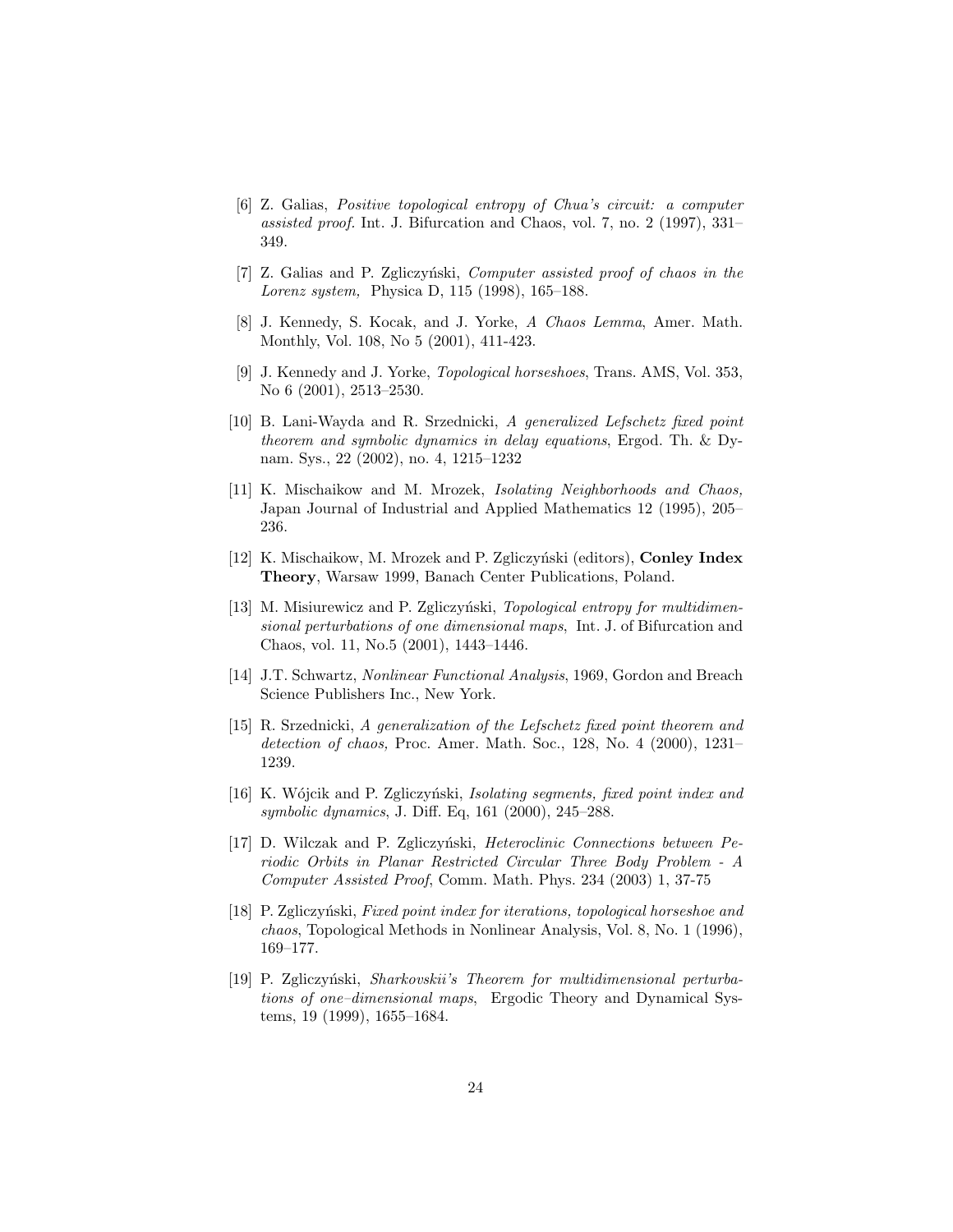[6] Z. Galias, *Positive topological entropy of Chua's circuit: a computer assisted proof.* Int. J. Bifurcation and Chaos, vol. 7, no. 2 (1997), 331–349.

[7] Z. Galias and P. Zgliczyński, *Computer assisted proof of chaos in the Lorenz system,* Physica D, 115 (1998), 165–188.

[8] J. Kennedy, S. Kocak, and J. Yorke, *A Chaos Lemma*, Amer. Math. Monthly, Vol. 108, No 5 (2001), 411-423.

[9] J. Kennedy and J. Yorke, *Topological horseshoes*, Trans. AMS, Vol. 353, No 6 (2001), 2513–2530.

[10] B. Lani-Wayda and R. Srzednicki, *A generalized Lefschetz fixed point theorem and symbolic dynamics in delay equations*, Ergod. Th. & Dynam. Sys., 22 (2002), no. 4, 1215–1232

[11] K. Mischaikow and M. Mrozek, *Isolating Neighborhoods and Chaos,* Japan Journal of Industrial and Applied Mathematics 12 (1995), 205–236.

[12] K. Mischaikow, M. Mrozek and P. Zgliczyński (editors), **Conley Index Theory**, Warsaw 1999, Banach Center Publications, Poland.

[13] M. Misiurewicz and P. Zgliczyński, *Topological entropy for multidimensional perturbations of one dimensional maps*, Int. J. of Bifurcation and Chaos, vol. 11, No.5 (2001), 1443–1446.

[14] J.T. Schwartz, *Nonlinear Functional Analysis*, 1969, Gordon and Breach Science Publishers Inc., New York.

[15] R. Srzednicki, *A generalization of the Lefschetz fixed point theorem and detection of chaos,* Proc. Amer. Math. Soc., 128, No. 4 (2000), 1231–1239.

[16] K. Wójcik and P. Zgliczyński, *Isolating segments, fixed point index and symbolic dynamics*, J. Diff. Eq, 161 (2000), 245–288.

[17] D. Wilczak and P. Zgliczyński, *Heteroclinic Connections between Periodic Orbits in Planar Restricted Circular Three Body Problem - A Computer Assisted Proof*, Comm. Math. Phys. 234 (2003) 1, 37-75

[18] P. Zgliczyński, *Fixed point index for iterations, topological horseshoe and chaos*, Topological Methods in Nonlinear Analysis, Vol. 8, No. 1 (1996), 169–177.

[19] P. Zgliczyński, *Sharkovskii's Theorem for multidimensional perturbations of one–dimensional maps*, Ergodic Theory and Dynamical Systems, 19 (1999), 1655–1684.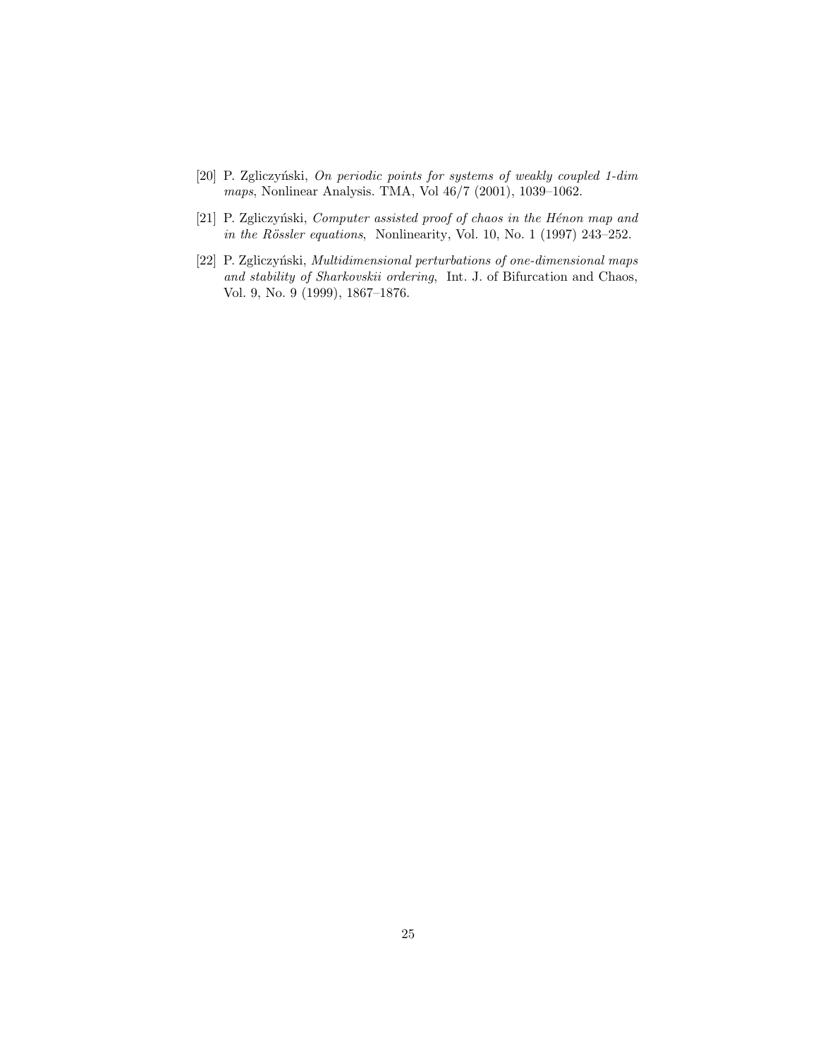[20] P. Zgliczyński, *On periodic points for systems of weakly coupled 1-dim maps*, Nonlinear Analysis. TMA, Vol 46/7 (2001), 1039–1062.

[21] P. Zgliczyński, *Computer assisted proof of chaos in the Hénon map and in the Rössler equations*, Nonlinearity, Vol. 10, No. 1 (1997) 243–252.

[22] P. Zgliczyński, *Multidimensional perturbations of one-dimensional maps and stability of Sharkovskii ordering*, Int. J. of Bifurcation and Chaos, Vol. 9, No. 9 (1999), 1867–1876.